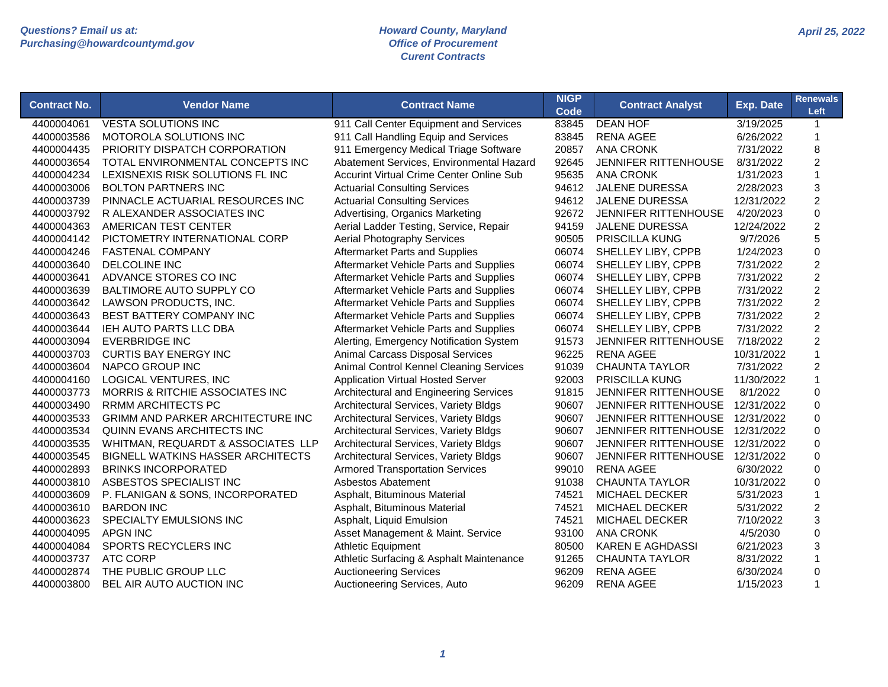Questions? Email us at:
Purchasing@howardcountymd.gov

# Howard County, Maryland
## Office of Procurement
### Curent Contracts

April 25, 2022

| Contract No. | Vendor Name | Contract Name | NIGP Code | Contract Analyst | Exp. Date | Renewals Left |
|---|---|---|---|---|---|---|
| 4400004061 | VESTA SOLUTIONS INC | 911 Call Center Equipment and Services | 83845 | DEAN HOF | 3/19/2025 | 1 |
| 4400003586 | MOTOROLA SOLUTIONS INC | 911 Call Handling Equip and Services | 83845 | RENA AGEE | 6/26/2022 | 1 |
| 4400004435 | PRIORITY DISPATCH CORPORATION | 911 Emergency Medical Triage Software | 20857 | ANA CRONK | 7/31/2022 | 8 |
| 4400003654 | TOTAL ENVIRONMENTAL CONCEPTS INC | Abatement Services, Environmental Hazard | 92645 | JENNIFER RITTENHOUSE | 8/31/2022 | 2 |
| 4400004234 | LEXISNEXIS RISK SOLUTIONS FL INC | Accurint Virtual Crime Center Online Sub | 95635 | ANA CRONK | 1/31/2023 | 1 |
| 4400003006 | BOLTON PARTNERS INC | Actuarial Consulting Services | 94612 | JALENE DURESSA | 2/28/2023 | 3 |
| 4400003739 | PINNACLE ACTUARIAL RESOURCES INC | Actuarial Consulting Services | 94612 | JALENE DURESSA | 12/31/2022 | 2 |
| 4400003792 | R ALEXANDER ASSOCIATES INC | Advertising, Organics Marketing | 92672 | JENNIFER RITTENHOUSE | 4/20/2023 | 0 |
| 4400004363 | AMERICAN TEST CENTER | Aerial Ladder Testing, Service, Repair | 94159 | JALENE DURESSA | 12/24/2022 | 2 |
| 4400004142 | PICTOMETRY INTERNATIONAL CORP | Aerial Photography Services | 90505 | PRISCILLA KUNG | 9/7/2026 | 5 |
| 4400004246 | FASTENAL COMPANY | Aftermarket Parts and Supplies | 06074 | SHELLEY LIBY, CPPB | 1/24/2023 | 0 |
| 4400003640 | DELCOLINE INC | Aftermarket Vehicle Parts and Supplies | 06074 | SHELLEY LIBY, CPPB | 7/31/2022 | 2 |
| 4400003641 | ADVANCE STORES CO INC | Aftermarket Vehicle Parts and Supplies | 06074 | SHELLEY LIBY, CPPB | 7/31/2022 | 2 |
| 4400003639 | BALTIMORE AUTO SUPPLY CO | Aftermarket Vehicle Parts and Supplies | 06074 | SHELLEY LIBY, CPPB | 7/31/2022 | 2 |
| 4400003642 | LAWSON PRODUCTS, INC. | Aftermarket Vehicle Parts and Supplies | 06074 | SHELLEY LIBY, CPPB | 7/31/2022 | 2 |
| 4400003643 | BEST BATTERY COMPANY INC | Aftermarket Vehicle Parts and Supplies | 06074 | SHELLEY LIBY, CPPB | 7/31/2022 | 2 |
| 4400003644 | IEH AUTO PARTS LLC DBA | Aftermarket Vehicle Parts and Supplies | 06074 | SHELLEY LIBY, CPPB | 7/31/2022 | 2 |
| 4400003094 | EVERBRIDGE INC | Alerting, Emergency Notification System | 91573 | JENNIFER RITTENHOUSE | 7/18/2022 | 2 |
| 4400003703 | CURTIS BAY ENERGY INC | Animal Carcass Disposal Services | 96225 | RENA AGEE | 10/31/2022 | 1 |
| 4400003604 | NAPCO GROUP INC | Animal Control Kennel Cleaning Services | 91039 | CHAUNTA TAYLOR | 7/31/2022 | 2 |
| 4400004160 | LOGICAL VENTURES, INC | Application Virtual Hosted Server | 92003 | PRISCILLA KUNG | 11/30/2022 | 1 |
| 4400003773 | MORRIS & RITCHIE ASSOCIATES INC | Architectural and Engineering Services | 91815 | JENNIFER RITTENHOUSE | 8/1/2022 | 0 |
| 4400003490 | RRMM ARCHITECTS PC | Architectural Services, Variety Bldgs | 90607 | JENNIFER RITTENHOUSE | 12/31/2022 | 0 |
| 4400003533 | GRIMM AND PARKER ARCHITECTURE INC | Architectural Services, Variety Bldgs | 90607 | JENNIFER RITTENHOUSE | 12/31/2022 | 0 |
| 4400003534 | QUINN EVANS ARCHITECTS INC | Architectural Services, Variety Bldgs | 90607 | JENNIFER RITTENHOUSE | 12/31/2022 | 0 |
| 4400003535 | WHITMAN, REQUARDT & ASSOCIATES LLP | Architectural Services, Variety Bldgs | 90607 | JENNIFER RITTENHOUSE | 12/31/2022 | 0 |
| 4400003545 | BIGNELL WATKINS HASSER ARCHITECTS | Architectural Services, Variety Bldgs | 90607 | JENNIFER RITTENHOUSE | 12/31/2022 | 0 |
| 4400002893 | BRINKS INCORPORATED | Armored Transportation Services | 99010 | RENA AGEE | 6/30/2022 | 0 |
| 4400003810 | ASBESTOS SPECIALIST INC | Asbestos Abatement | 91038 | CHAUNTA TAYLOR | 10/31/2022 | 0 |
| 4400003609 | P. FLANIGAN & SONS, INCORPORATED | Asphalt, Bituminous Material | 74521 | MICHAEL DECKER | 5/31/2023 | 1 |
| 4400003610 | BARDON INC | Asphalt, Bituminous Material | 74521 | MICHAEL DECKER | 5/31/2022 | 2 |
| 4400003623 | SPECIALTY EMULSIONS INC | Asphalt, Liquid Emulsion | 74521 | MICHAEL DECKER | 7/10/2022 | 3 |
| 4400004095 | APGN INC | Asset Management & Maint. Service | 93100 | ANA CRONK | 4/5/2030 | 0 |
| 4400004084 | SPORTS RECYCLERS INC | Athletic Equipment | 80500 | KAREN E AGHDASSI | 6/21/2023 | 3 |
| 4400003737 | ATC CORP | Athletic Surfacing & Asphalt Maintenance | 91265 | CHAUNTA TAYLOR | 8/31/2022 | 1 |
| 4400002874 | THE PUBLIC GROUP LLC | Auctioneering Services | 96209 | RENA AGEE | 6/30/2024 | 0 |
| 4400003800 | BEL AIR AUTO AUCTION INC | Auctioneering Services, Auto | 96209 | RENA AGEE | 1/15/2023 | 1 |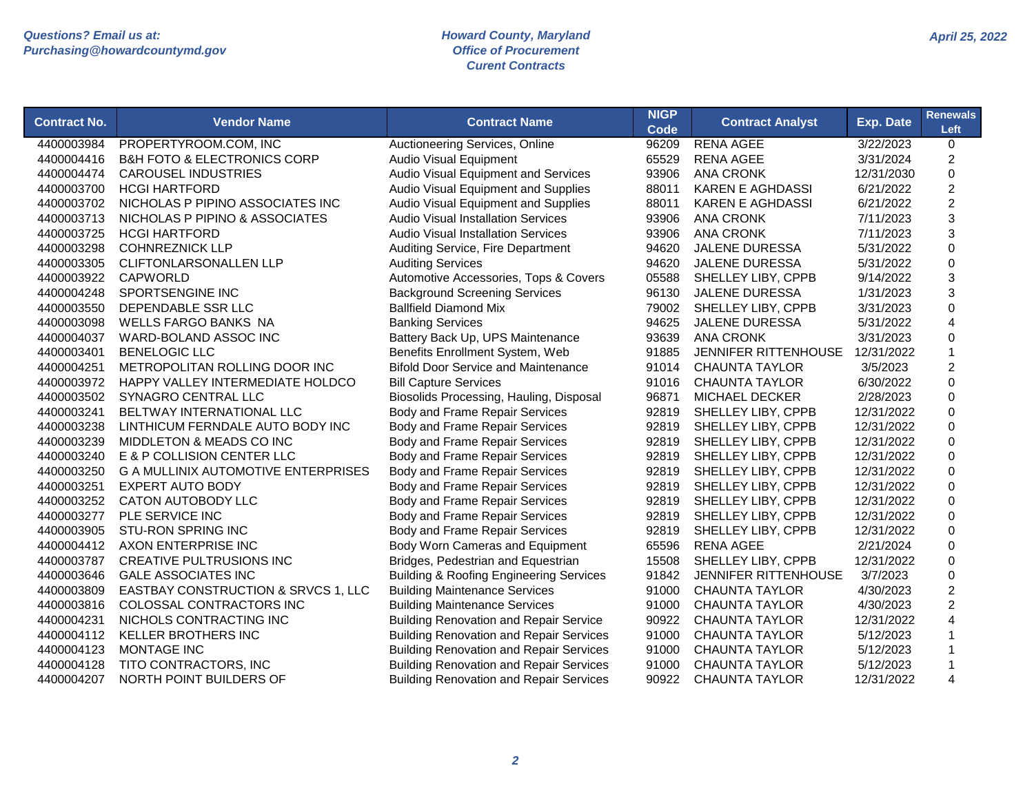Questions? Email us at:
Purchasing@howardcountymd.gov

Howard County, Maryland
Office of Procurement
Curent Contracts

April 25, 2022

| Contract No. | Vendor Name | Contract Name | NIGP Code | Contract Analyst | Exp. Date | Renewals Left |
|---|---|---|---|---|---|---|
| 4400003984 | PROPERTYROOM.COM, INC | Auctioneering Services, Online | 96209 | RENA AGEE | 3/22/2023 | 0 |
| 4400004416 | B&H FOTO & ELECTRONICS CORP | Audio Visual Equipment | 65529 | RENA AGEE | 3/31/2024 | 2 |
| 4400004474 | CAROUSEL INDUSTRIES | Audio Visual Equipment and Services | 93906 | ANA CRONK | 12/31/2030 | 0 |
| 4400003700 | HCGI HARTFORD | Audio Visual Equipment and Supplies | 88011 | KAREN E AGHDASSI | 6/21/2022 | 2 |
| 4400003702 | NICHOLAS P PIPINO ASSOCIATES INC | Audio Visual Equipment and Supplies | 88011 | KAREN E AGHDASSI | 6/21/2022 | 2 |
| 4400003713 | NICHOLAS P PIPINO & ASSOCIATES | Audio Visual Installation Services | 93906 | ANA CRONK | 7/11/2023 | 3 |
| 4400003725 | HCGI HARTFORD | Audio Visual Installation Services | 93906 | ANA CRONK | 7/11/2023 | 3 |
| 4400003298 | COHNREZNICK LLP | Auditing Service, Fire Department | 94620 | JALENE DURESSA | 5/31/2022 | 0 |
| 4400003305 | CLIFTONLARSONALLEN LLP | Auditing Services | 94620 | JALENE DURESSA | 5/31/2022 | 0 |
| 4400003922 | CAPWORLD | Automotive Accessories, Tops & Covers | 05588 | SHELLEY LIBY, CPPB | 9/14/2022 | 3 |
| 4400004248 | SPORTSENGINE INC | Background Screening Services | 96130 | JALENE DURESSA | 1/31/2023 | 3 |
| 4400003550 | DEPENDABLE SSR LLC | Ballfield Diamond Mix | 79002 | SHELLEY LIBY, CPPB | 3/31/2023 | 0 |
| 4400003098 | WELLS FARGO BANKS NA | Banking Services | 94625 | JALENE DURESSA | 5/31/2022 | 4 |
| 4400004037 | WARD-BOLAND ASSOC INC | Battery Back Up, UPS Maintenance | 93639 | ANA CRONK | 3/31/2023 | 0 |
| 4400003401 | BENELOGIC LLC | Benefits Enrollment System, Web | 91885 | JENNIFER RITTENHOUSE | 12/31/2022 | 1 |
| 4400004251 | METROPOLITAN ROLLING DOOR INC | Bifold Door Service and Maintenance | 91014 | CHAUNTA TAYLOR | 3/5/2023 | 2 |
| 4400003972 | HAPPY VALLEY INTERMEDIATE HOLDCO | Bill Capture Services | 91016 | CHAUNTA TAYLOR | 6/30/2022 | 0 |
| 4400003502 | SYNAGRO CENTRAL LLC | Biosolids Processing, Hauling, Disposal | 96871 | MICHAEL DECKER | 2/28/2023 | 0 |
| 4400003241 | BELTWAY INTERNATIONAL LLC | Body and Frame Repair Services | 92819 | SHELLEY LIBY, CPPB | 12/31/2022 | 0 |
| 4400003238 | LINTHICUM FERNDALE AUTO BODY INC | Body and Frame Repair Services | 92819 | SHELLEY LIBY, CPPB | 12/31/2022 | 0 |
| 4400003239 | MIDDLETON & MEADS CO INC | Body and Frame Repair Services | 92819 | SHELLEY LIBY, CPPB | 12/31/2022 | 0 |
| 4400003240 | E & P COLLISION CENTER LLC | Body and Frame Repair Services | 92819 | SHELLEY LIBY, CPPB | 12/31/2022 | 0 |
| 4400003250 | G A MULLINIX AUTOMOTIVE ENTERPRISES | Body and Frame Repair Services | 92819 | SHELLEY LIBY, CPPB | 12/31/2022 | 0 |
| 4400003251 | EXPERT AUTO BODY | Body and Frame Repair Services | 92819 | SHELLEY LIBY, CPPB | 12/31/2022 | 0 |
| 4400003252 | CATON AUTOBODY LLC | Body and Frame Repair Services | 92819 | SHELLEY LIBY, CPPB | 12/31/2022 | 0 |
| 4400003277 | PLE SERVICE INC | Body and Frame Repair Services | 92819 | SHELLEY LIBY, CPPB | 12/31/2022 | 0 |
| 4400003905 | STU-RON SPRING INC | Body and Frame Repair Services | 92819 | SHELLEY LIBY, CPPB | 12/31/2022 | 0 |
| 4400004412 | AXON ENTERPRISE INC | Body Worn Cameras and Equipment | 65596 | RENA AGEE | 2/21/2024 | 0 |
| 4400003787 | CREATIVE PULTRUSIONS INC | Bridges, Pedestrian and Equestrian | 15508 | SHELLEY LIBY, CPPB | 12/31/2022 | 0 |
| 4400003646 | GALE ASSOCIATES INC | Building & Roofing Engineering Services | 91842 | JENNIFER RITTENHOUSE | 3/7/2023 | 0 |
| 4400003809 | EASTBAY CONSTRUCTION & SRVCS 1, LLC | Building Maintenance Services | 91000 | CHAUNTA TAYLOR | 4/30/2023 | 2 |
| 4400003816 | COLOSSAL CONTRACTORS INC | Building Maintenance Services | 91000 | CHAUNTA TAYLOR | 4/30/2023 | 2 |
| 4400004231 | NICHOLS CONTRACTING INC | Building Renovation and Repair Service | 90922 | CHAUNTA TAYLOR | 12/31/2022 | 4 |
| 4400004112 | KELLER BROTHERS INC | Building Renovation and Repair Services | 91000 | CHAUNTA TAYLOR | 5/12/2023 | 1 |
| 4400004123 | MONTAGE INC | Building Renovation and Repair Services | 91000 | CHAUNTA TAYLOR | 5/12/2023 | 1 |
| 4400004128 | TITO CONTRACTORS, INC | Building Renovation and Repair Services | 91000 | CHAUNTA TAYLOR | 5/12/2023 | 1 |
| 4400004207 | NORTH POINT BUILDERS OF | Building Renovation and Repair Services | 90922 | CHAUNTA TAYLOR | 12/31/2022 | 4 |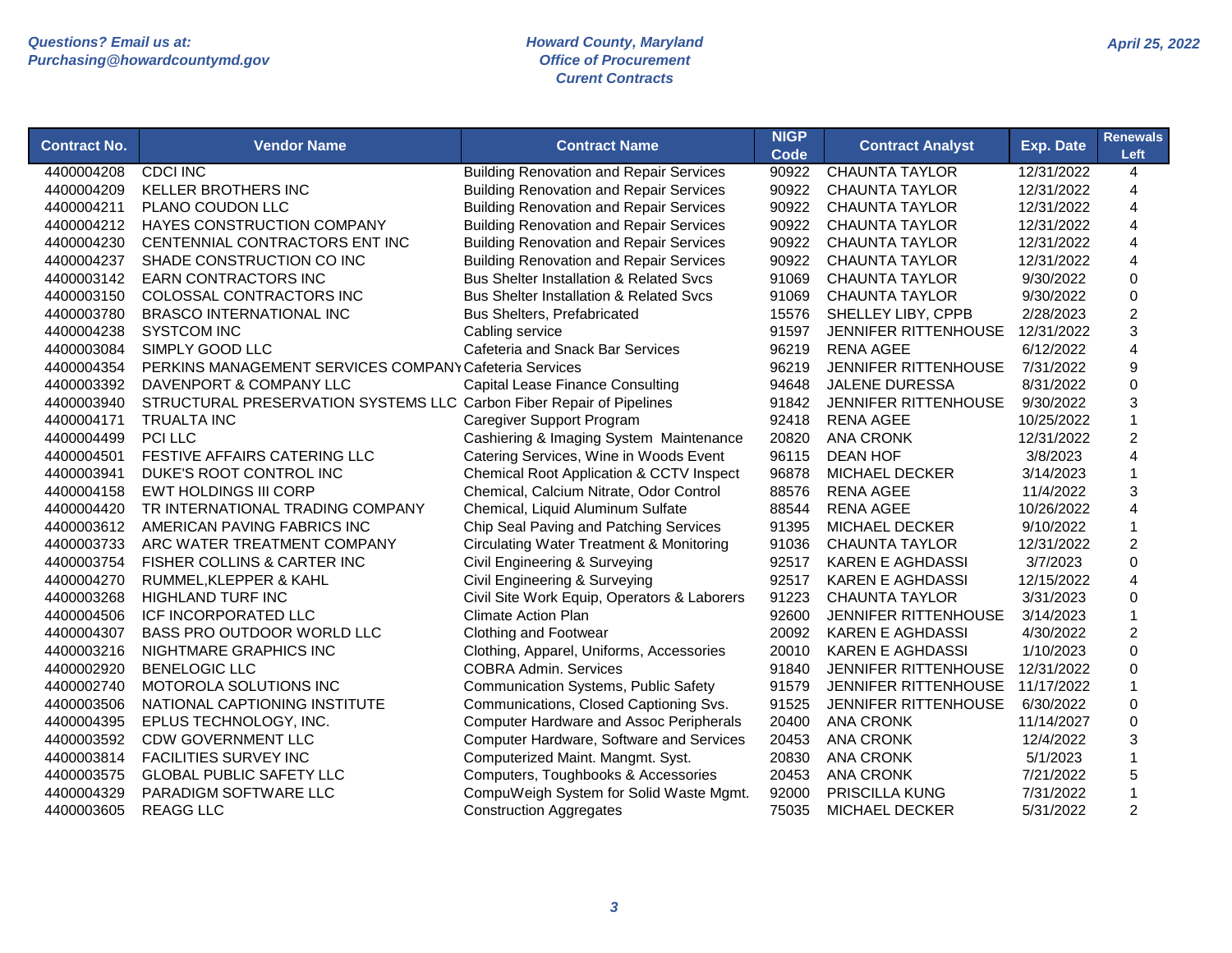Questions? Email us at:
Purchasing@howardcountymd.gov

**Howard County, Maryland**
**Office of Procurement**
**Curent Contracts**

April 25, 2022

| Contract No. | Vendor Name | Contract Name | NIGP Code | Contract Analyst | Exp. Date | Renewals Left |
|---|---|---|---|---|---|---|
| 4400004208 | CDCI INC | Building Renovation and Repair Services | 90922 | CHAUNTA TAYLOR | 12/31/2022 | 4 |
| 4400004209 | KELLER BROTHERS INC | Building Renovation and Repair Services | 90922 | CHAUNTA TAYLOR | 12/31/2022 | 4 |
| 4400004211 | PLANO COUDON LLC | Building Renovation and Repair Services | 90922 | CHAUNTA TAYLOR | 12/31/2022 | 4 |
| 4400004212 | HAYES CONSTRUCTION COMPANY | Building Renovation and Repair Services | 90922 | CHAUNTA TAYLOR | 12/31/2022 | 4 |
| 4400004230 | CENTENNIAL CONTRACTORS ENT INC | Building Renovation and Repair Services | 90922 | CHAUNTA TAYLOR | 12/31/2022 | 4 |
| 4400004237 | SHADE CONSTRUCTION CO INC | Building Renovation and Repair Services | 90922 | CHAUNTA TAYLOR | 12/31/2022 | 4 |
| 4400003142 | EARN CONTRACTORS INC | Bus Shelter Installation & Related Svcs | 91069 | CHAUNTA TAYLOR | 9/30/2022 | 0 |
| 4400003150 | COLOSSAL CONTRACTORS INC | Bus Shelter Installation & Related Svcs | 91069 | CHAUNTA TAYLOR | 9/30/2022 | 0 |
| 4400003780 | BRASCO INTERNATIONAL INC | Bus Shelters, Prefabricated | 15576 | SHELLEY LIBY, CPPB | 2/28/2023 | 2 |
| 4400004238 | SYSTCOM INC | Cabling service | 91597 | JENNIFER RITTENHOUSE | 12/31/2022 | 3 |
| 4400003084 | SIMPLY GOOD LLC | Cafeteria and Snack Bar Services | 96219 | RENA AGEE | 6/12/2022 | 4 |
| 4400004354 | PERKINS MANAGEMENT SERVICES COMPANY | Cafeteria Services | 96219 | JENNIFER RITTENHOUSE | 7/31/2022 | 9 |
| 4400003392 | DAVENPORT & COMPANY LLC | Capital Lease Finance Consulting | 94648 | JALENE DURESSA | 8/31/2022 | 0 |
| 4400003940 | STRUCTURAL PRESERVATION SYSTEMS LLC | Carbon Fiber Repair of Pipelines | 91842 | JENNIFER RITTENHOUSE | 9/30/2022 | 3 |
| 4400004171 | TRUALTA INC | Caregiver Support Program | 92418 | RENA AGEE | 10/25/2022 | 1 |
| 4400004499 | PCI LLC | Cashiering & Imaging System Maintenance | 20820 | ANA CRONK | 12/31/2022 | 2 |
| 4400004501 | FESTIVE AFFAIRS CATERING LLC | Catering Services, Wine in Woods Event | 96115 | DEAN HOF | 3/8/2023 | 4 |
| 4400003941 | DUKE'S ROOT CONTROL INC | Chemical Root Application & CCTV Inspect | 96878 | MICHAEL DECKER | 3/14/2023 | 1 |
| 4400004158 | EWT HOLDINGS III CORP | Chemical, Calcium Nitrate, Odor Control | 88576 | RENA AGEE | 11/4/2022 | 3 |
| 4400004420 | TR INTERNATIONAL TRADING COMPANY | Chemical, Liquid Aluminum Sulfate | 88544 | RENA AGEE | 10/26/2022 | 4 |
| 4400003612 | AMERICAN PAVING FABRICS INC | Chip Seal Paving and Patching Services | 91395 | MICHAEL DECKER | 9/10/2022 | 1 |
| 4400003733 | ARC WATER TREATMENT COMPANY | Circulating Water Treatment & Monitoring | 91036 | CHAUNTA TAYLOR | 12/31/2022 | 2 |
| 4400003754 | FISHER COLLINS & CARTER INC | Civil Engineering & Surveying | 92517 | KAREN E AGHDASSI | 3/7/2023 | 0 |
| 4400004270 | RUMMEL,KLEPPER & KAHL | Civil Engineering & Surveying | 92517 | KAREN E AGHDASSI | 12/15/2022 | 4 |
| 4400003268 | HIGHLAND TURF INC | Civil Site Work Equip, Operators & Laborers | 91223 | CHAUNTA TAYLOR | 3/31/2023 | 0 |
| 4400004506 | ICF INCORPORATED LLC | Climate Action Plan | 92600 | JENNIFER RITTENHOUSE | 3/14/2023 | 1 |
| 4400004307 | BASS PRO OUTDOOR WORLD LLC | Clothing and Footwear | 20092 | KAREN E AGHDASSI | 4/30/2022 | 2 |
| 4400003216 | NIGHTMARE GRAPHICS INC | Clothing, Apparel, Uniforms, Accessories | 20010 | KAREN E AGHDASSI | 1/10/2023 | 0 |
| 4400002920 | BENELOGIC LLC | COBRA Admin. Services | 91840 | JENNIFER RITTENHOUSE | 12/31/2022 | 0 |
| 4400002740 | MOTOROLA SOLUTIONS INC | Communication Systems, Public Safety | 91579 | JENNIFER RITTENHOUSE | 11/17/2022 | 1 |
| 4400003506 | NATIONAL CAPTIONING INSTITUTE | Communications, Closed Captioning Svs. | 91525 | JENNIFER RITTENHOUSE | 6/30/2022 | 0 |
| 4400004395 | EPLUS TECHNOLOGY, INC. | Computer Hardware and Assoc Peripherals | 20400 | ANA CRONK | 11/14/2027 | 0 |
| 4400003592 | CDW GOVERNMENT LLC | Computer Hardware, Software and Services | 20453 | ANA CRONK | 12/4/2022 | 3 |
| 4400003814 | FACILITIES SURVEY INC | Computerized Maint. Mangmt. Syst. | 20830 | ANA CRONK | 5/1/2023 | 1 |
| 4400003575 | GLOBAL PUBLIC SAFETY LLC | Computers, Toughbooks & Accessories | 20453 | ANA CRONK | 7/21/2022 | 5 |
| 4400004329 | PARADIGM SOFTWARE LLC | CompuWeigh System for Solid Waste Mgmt. | 92000 | PRISCILLA KUNG | 7/31/2022 | 1 |
| 4400003605 | REAGG LLC | Construction Aggregates | 75035 | MICHAEL DECKER | 5/31/2022 | 2 |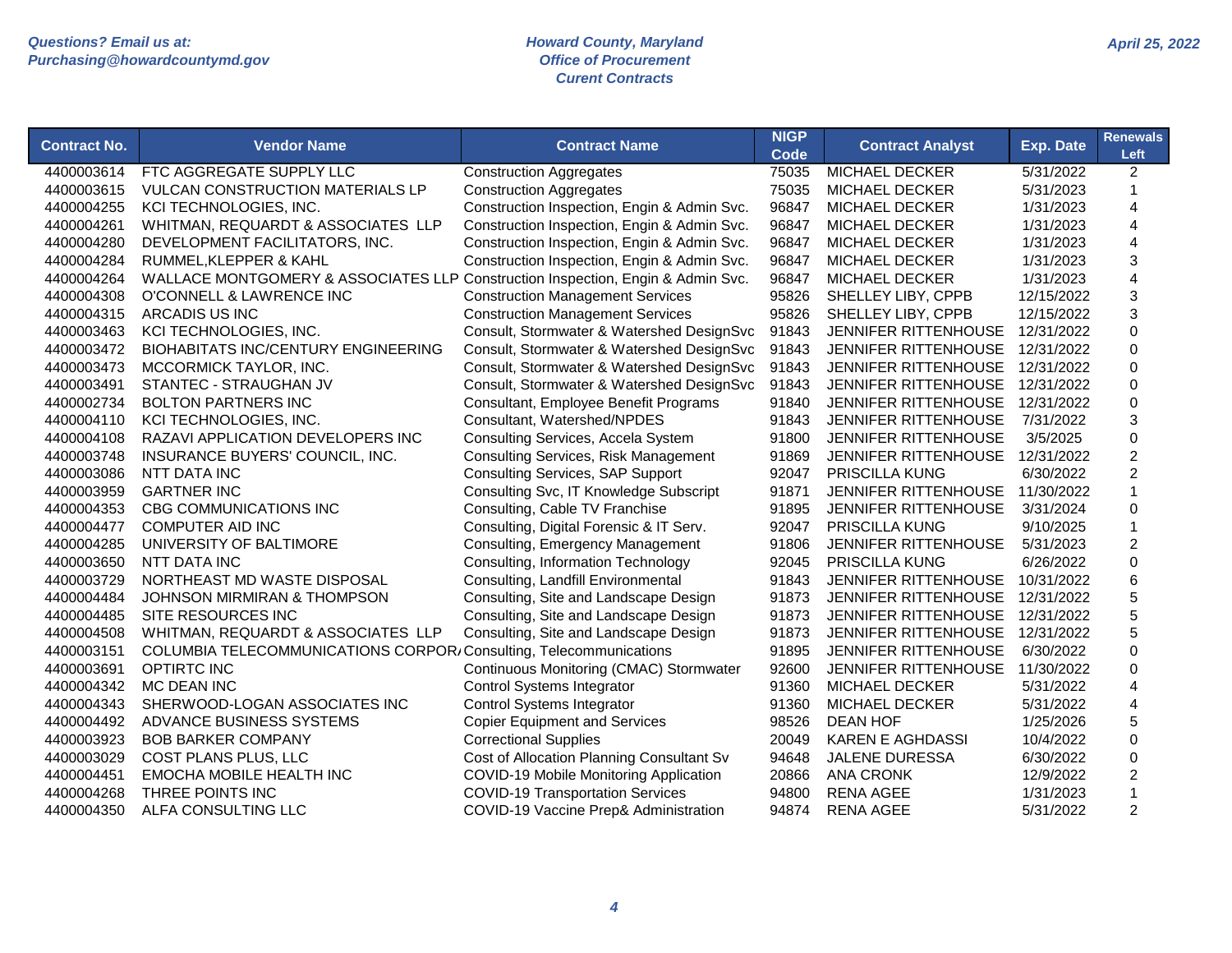Questions? Email us at:
Purchasing@howardcountymd.gov

Howard County, Maryland
Office of Procurement
Curent Contracts

April 25, 2022

| Contract No. | Vendor Name | Contract Name | NIGP Code | Contract Analyst | Exp. Date | Renewals Left |
|---|---|---|---|---|---|---|
| 4400003614 | FTC AGGREGATE SUPPLY LLC | Construction Aggregates | 75035 | MICHAEL DECKER | 5/31/2022 | 2 |
| 4400003615 | VULCAN CONSTRUCTION MATERIALS LP | Construction Aggregates | 75035 | MICHAEL DECKER | 5/31/2023 | 1 |
| 4400004255 | KCI TECHNOLOGIES, INC. | Construction Inspection, Engin & Admin Svc. | 96847 | MICHAEL DECKER | 1/31/2023 | 4 |
| 4400004261 | WHITMAN, REQUARDT & ASSOCIATES LLP | Construction Inspection, Engin & Admin Svc. | 96847 | MICHAEL DECKER | 1/31/2023 | 4 |
| 4400004280 | DEVELOPMENT FACILITATORS, INC. | Construction Inspection, Engin & Admin Svc. | 96847 | MICHAEL DECKER | 1/31/2023 | 4 |
| 4400004284 | RUMMEL,KLEPPER & KAHL | Construction Inspection, Engin & Admin Svc. | 96847 | MICHAEL DECKER | 1/31/2023 | 3 |
| 4400004264 | WALLACE MONTGOMERY & ASSOCIATES LLP | Construction Inspection, Engin & Admin Svc. | 96847 | MICHAEL DECKER | 1/31/2023 | 4 |
| 4400004308 | O'CONNELL & LAWRENCE INC | Construction Management Services | 95826 | SHELLEY LIBY, CPPB | 12/15/2022 | 3 |
| 4400004315 | ARCADIS US INC | Construction Management Services | 95826 | SHELLEY LIBY, CPPB | 12/15/2022 | 3 |
| 4400003463 | KCI TECHNOLOGIES, INC. | Consult, Stormwater & Watershed DesignSvc | 91843 | JENNIFER RITTENHOUSE | 12/31/2022 | 0 |
| 4400003472 | BIOHABITATS INC/CENTURY ENGINEERING | Consult, Stormwater & Watershed DesignSvc | 91843 | JENNIFER RITTENHOUSE | 12/31/2022 | 0 |
| 4400003473 | MCCORMICK TAYLOR, INC. | Consult, Stormwater & Watershed DesignSvc | 91843 | JENNIFER RITTENHOUSE | 12/31/2022 | 0 |
| 4400003491 | STANTEC - STRAUGHAN JV | Consult, Stormwater & Watershed DesignSvc | 91843 | JENNIFER RITTENHOUSE | 12/31/2022 | 0 |
| 4400002734 | BOLTON PARTNERS INC | Consultant, Employee Benefit Programs | 91840 | JENNIFER RITTENHOUSE | 12/31/2022 | 0 |
| 4400004110 | KCI TECHNOLOGIES, INC. | Consultant, Watershed/NPDES | 91843 | JENNIFER RITTENHOUSE | 7/31/2022 | 3 |
| 4400004108 | RAZAVI APPLICATION DEVELOPERS INC | Consulting Services, Accela System | 91800 | JENNIFER RITTENHOUSE | 3/5/2025 | 0 |
| 4400003748 | INSURANCE BUYERS' COUNCIL, INC. | Consulting Services, Risk Management | 91869 | JENNIFER RITTENHOUSE | 12/31/2022 | 2 |
| 4400003086 | NTT DATA INC | Consulting Services, SAP Support | 92047 | PRISCILLA KUNG | 6/30/2022 | 2 |
| 4400003959 | GARTNER INC | Consulting Svc, IT Knowledge Subscript | 91871 | JENNIFER RITTENHOUSE | 11/30/2022 | 1 |
| 4400004353 | CBG COMMUNICATIONS INC | Consulting, Cable TV Franchise | 91895 | JENNIFER RITTENHOUSE | 3/31/2024 | 0 |
| 4400004477 | COMPUTER AID INC | Consulting, Digital Forensic & IT Serv. | 92047 | PRISCILLA KUNG | 9/10/2025 | 1 |
| 4400004285 | UNIVERSITY OF BALTIMORE | Consulting, Emergency Management | 91806 | JENNIFER RITTENHOUSE | 5/31/2023 | 2 |
| 4400003650 | NTT DATA INC | Consulting, Information Technology | 92045 | PRISCILLA KUNG | 6/26/2022 | 0 |
| 4400003729 | NORTHEAST MD WASTE DISPOSAL | Consulting, Landfill Environmental | 91843 | JENNIFER RITTENHOUSE | 10/31/2022 | 6 |
| 4400004484 | JOHNSON MIRMIRAN & THOMPSON | Consulting, Site and Landscape Design | 91873 | JENNIFER RITTENHOUSE | 12/31/2022 | 5 |
| 4400004485 | SITE RESOURCES INC | Consulting, Site and Landscape Design | 91873 | JENNIFER RITTENHOUSE | 12/31/2022 | 5 |
| 4400004508 | WHITMAN, REQUARDT & ASSOCIATES LLP | Consulting, Site and Landscape Design | 91873 | JENNIFER RITTENHOUSE | 12/31/2022 | 5 |
| 4400003151 | COLUMBIA TELECOMMUNICATIONS CORPOR | Consulting, Telecommunications | 91895 | JENNIFER RITTENHOUSE | 6/30/2022 | 0 |
| 4400003691 | OPTIRTC INC | Continuous Monitoring (CMAC) Stormwater | 92600 | JENNIFER RITTENHOUSE | 11/30/2022 | 0 |
| 4400004342 | MC DEAN INC | Control Systems Integrator | 91360 | MICHAEL DECKER | 5/31/2022 | 4 |
| 4400004343 | SHERWOOD-LOGAN ASSOCIATES INC | Control Systems Integrator | 91360 | MICHAEL DECKER | 5/31/2022 | 4 |
| 4400004492 | ADVANCE BUSINESS SYSTEMS | Copier Equipment and Services | 98526 | DEAN HOF | 1/25/2026 | 5 |
| 4400003923 | BOB BARKER COMPANY | Correctional Supplies | 20049 | KAREN E AGHDASSI | 10/4/2022 | 0 |
| 4400003029 | COST PLANS PLUS, LLC | Cost of Allocation Planning Consultant Sv | 94648 | JALENE DURESSA | 6/30/2022 | 0 |
| 4400004451 | EMOCHA MOBILE HEALTH INC | COVID-19 Mobile Monitoring Application | 20866 | ANA CRONK | 12/9/2022 | 2 |
| 4400004268 | THREE POINTS INC | COVID-19 Transportation Services | 94800 | RENA AGEE | 1/31/2023 | 1 |
| 4400004350 | ALFA CONSULTING LLC | COVID-19 Vaccine Prep& Administration | 94874 | RENA AGEE | 5/31/2022 | 2 |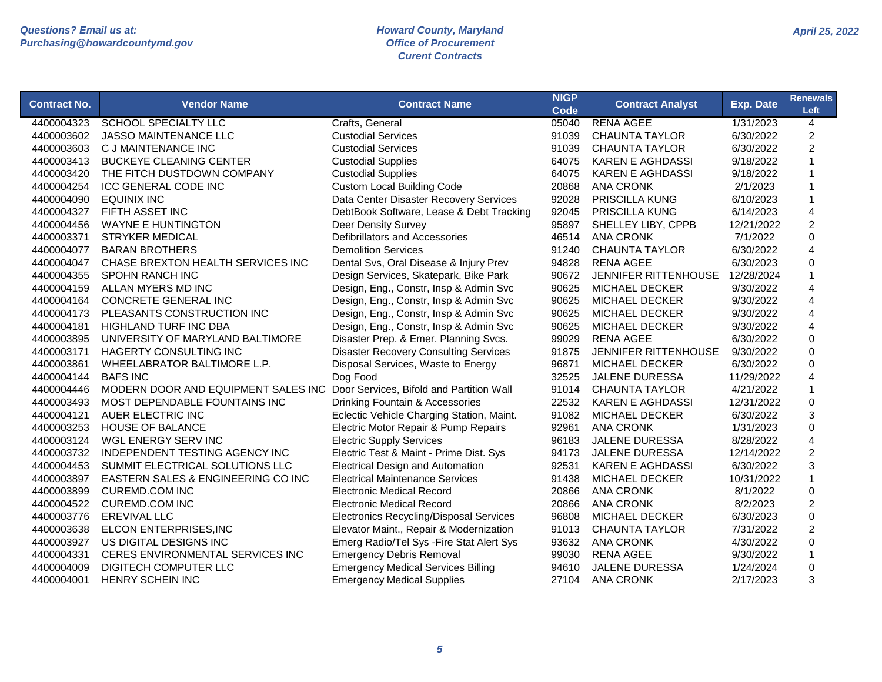| Contract No. | Vendor Name | Contract Name | NIGP Code | Contract Analyst | Exp. Date | Renewals Left |
|---|---|---|---|---|---|---|
| 4400004323 | SCHOOL SPECIALTY LLC | Crafts, General | 05040 | RENA AGEE | 1/31/2023 | 4 |
| 4400003602 | JASSO MAINTENANCE LLC | Custodial Services | 91039 | CHAUNTA TAYLOR | 6/30/2022 | 2 |
| 4400003603 | C J MAINTENANCE INC | Custodial Services | 91039 | CHAUNTA TAYLOR | 6/30/2022 | 2 |
| 4400003413 | BUCKEYE CLEANING CENTER | Custodial Supplies | 64075 | KAREN E AGHDASSI | 9/18/2022 | 1 |
| 4400003420 | THE FITCH DUSTDOWN COMPANY | Custodial Supplies | 64075 | KAREN E AGHDASSI | 9/18/2022 | 1 |
| 4400004254 | ICC GENERAL CODE INC | Custom Local Building Code | 20868 | ANA CRONK | 2/1/2023 | 1 |
| 4400004090 | EQUINIX INC | Data Center Disaster Recovery Services | 92028 | PRISCILLA KUNG | 6/10/2023 | 1 |
| 4400004327 | FIFTH ASSET INC | DebtBook Software, Lease & Debt Tracking | 92045 | PRISCILLA KUNG | 6/14/2023 | 4 |
| 4400004456 | WAYNE E HUNTINGTON | Deer Density Survey | 95897 | SHELLEY LIBY, CPPB | 12/21/2022 | 2 |
| 4400003371 | STRYKER MEDICAL | Defibrillators and Accessories | 46514 | ANA CRONK | 7/1/2022 | 0 |
| 4400004077 | BARAN BROTHERS | Demolition Services | 91240 | CHAUNTA TAYLOR | 6/30/2022 | 4 |
| 4400004047 | CHASE BREXTON HEALTH SERVICES INC | Dental Svs, Oral Disease & Injury Prev | 94828 | RENA AGEE | 6/30/2023 | 0 |
| 4400004355 | SPOHN RANCH INC | Design Services, Skatepark, Bike Park | 90672 | JENNIFER RITTENHOUSE | 12/28/2024 | 1 |
| 4400004159 | ALLAN MYERS MD INC | Design, Eng., Constr, Insp & Admin Svc | 90625 | MICHAEL DECKER | 9/30/2022 | 4 |
| 4400004164 | CONCRETE GENERAL INC | Design, Eng., Constr, Insp & Admin Svc | 90625 | MICHAEL DECKER | 9/30/2022 | 4 |
| 4400004173 | PLEASANTS CONSTRUCTION INC | Design, Eng., Constr, Insp & Admin Svc | 90625 | MICHAEL DECKER | 9/30/2022 | 4 |
| 4400004181 | HIGHLAND TURF INC DBA | Design, Eng., Constr, Insp & Admin Svc | 90625 | MICHAEL DECKER | 9/30/2022 | 4 |
| 4400003895 | UNIVERSITY OF MARYLAND BALTIMORE | Disaster Prep. & Emer. Planning Svcs. | 99029 | RENA AGEE | 6/30/2022 | 0 |
| 4400003171 | HAGERTY CONSULTING INC | Disaster Recovery Consulting Services | 91875 | JENNIFER RITTENHOUSE | 9/30/2022 | 0 |
| 4400003861 | WHEELABRATOR BALTIMORE L.P. | Disposal Services, Waste to Energy | 96871 | MICHAEL DECKER | 6/30/2022 | 0 |
| 4400004144 | BAFS INC | Dog Food | 32525 | JALENE DURESSA | 11/29/2022 | 4 |
| 4400004446 | MODERN DOOR AND EQUIPMENT SALES INC | Door Services, Bifold and Partition Wall | 91014 | CHAUNTA TAYLOR | 4/21/2022 | 1 |
| 4400003493 | MOST DEPENDABLE FOUNTAINS INC | Drinking Fountain & Accessories | 22532 | KAREN E AGHDASSI | 12/31/2022 | 0 |
| 4400004121 | AUER ELECTRIC INC | Eclectic Vehicle Charging Station, Maint. | 91082 | MICHAEL DECKER | 6/30/2022 | 3 |
| 4400003253 | HOUSE OF BALANCE | Electric Motor Repair & Pump Repairs | 92961 | ANA CRONK | 1/31/2023 | 0 |
| 4400003124 | WGL ENERGY SERV INC | Electric Supply Services | 96183 | JALENE DURESSA | 8/28/2022 | 4 |
| 4400003732 | INDEPENDENT TESTING AGENCY INC | Electric Test & Maint - Prime Dist. Sys | 94173 | JALENE DURESSA | 12/14/2022 | 2 |
| 4400004453 | SUMMIT ELECTRICAL SOLUTIONS LLC | Electrical Design and Automation | 92531 | KAREN E AGHDASSI | 6/30/2022 | 3 |
| 4400003897 | EASTERN SALES & ENGINEERING CO INC | Electrical Maintenance Services | 91438 | MICHAEL DECKER | 10/31/2022 | 1 |
| 4400003899 | CUREMD.COM INC | Electronic Medical Record | 20866 | ANA CRONK | 8/1/2022 | 0 |
| 4400004522 | CUREMD.COM INC | Electronic Medical Record | 20866 | ANA CRONK | 8/2/2023 | 2 |
| 4400003776 | EREVIVAL LLC | Electronics Recycling/Disposal Services | 96808 | MICHAEL DECKER | 6/30/2023 | 0 |
| 4400003638 | ELCON ENTERPRISES,INC | Elevator Maint., Repair & Modernization | 91013 | CHAUNTA TAYLOR | 7/31/2022 | 2 |
| 4400003927 | US DIGITAL DESIGNS INC | Emerg Radio/Tel Sys -Fire Stat Alert Sys | 93632 | ANA CRONK | 4/30/2022 | 0 |
| 4400004331 | CERES ENVIRONMENTAL SERVICES INC | Emergency Debris Removal | 99030 | RENA AGEE | 9/30/2022 | 1 |
| 4400004009 | DIGITECH COMPUTER LLC | Emergency Medical Services Billing | 94610 | JALENE DURESSA | 1/24/2024 | 0 |
| 4400004001 | HENRY SCHEIN INC | Emergency Medical Supplies | 27104 | ANA CRONK | 2/17/2023 | 3 |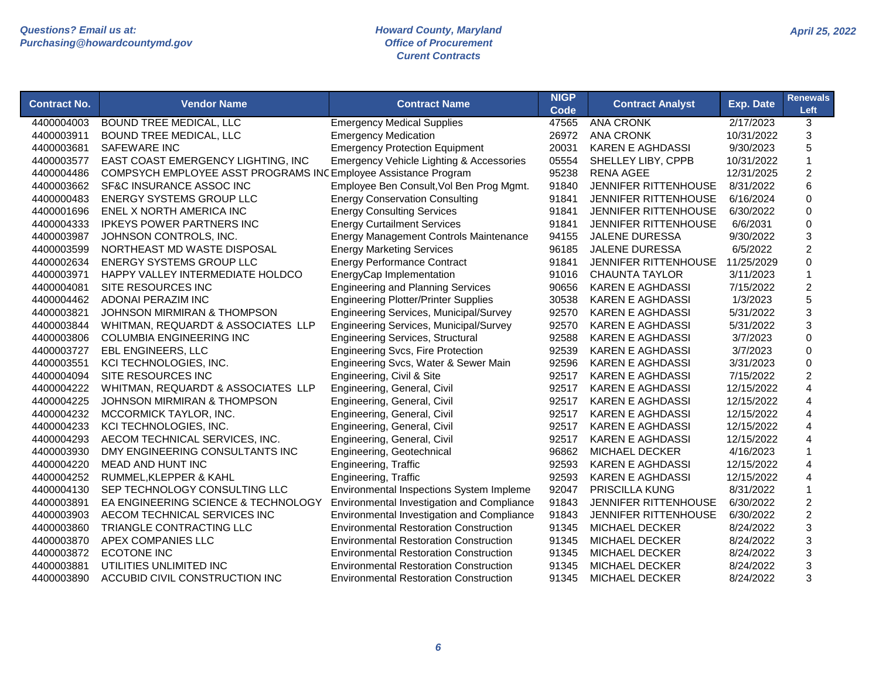| Contract No. | Vendor Name | Contract Name | NIGP Code | Contract Analyst | Exp. Date | Renewals Left |
|---|---|---|---|---|---|---|
| 4400004003 | BOUND TREE MEDICAL, LLC | Emergency Medical Supplies | 47565 | ANA CRONK | 2/17/2023 | 3 |
| 4400003911 | BOUND TREE MEDICAL, LLC | Emergency Medication | 26972 | ANA CRONK | 10/31/2022 | 3 |
| 4400003681 | SAFEWARE INC | Emergency Protection Equipment | 20031 | KAREN E AGHDASSI | 9/30/2023 | 5 |
| 4400003577 | EAST COAST EMERGENCY LIGHTING, INC | Emergency Vehicle Lighting & Accessories | 05554 | SHELLEY LIBY, CPPB | 10/31/2022 | 1 |
| 4400004486 | COMPSYCH EMPLOYEE ASST PROGRAMS INC | Employee Assistance Program | 95238 | RENA AGEE | 12/31/2025 | 2 |
| 4400003662 | SF&C INSURANCE ASSOC INC | Employee Ben Consult,Vol Ben Prog Mgmt. | 91840 | JENNIFER RITTENHOUSE | 8/31/2022 | 6 |
| 4400000483 | ENERGY SYSTEMS GROUP LLC | Energy Conservation Consulting | 91841 | JENNIFER RITTENHOUSE | 6/16/2024 | 0 |
| 4400001696 | ENEL X NORTH AMERICA INC | Energy Consulting Services | 91841 | JENNIFER RITTENHOUSE | 6/30/2022 | 0 |
| 4400004333 | IPKEYS POWER PARTNERS INC | Energy Curtailment Services | 91841 | JENNIFER RITTENHOUSE | 6/6/2031 | 0 |
| 4400003987 | JOHNSON CONTROLS, INC. | Energy Management Controls Maintenance | 94155 | JALENE DURESSA | 9/30/2022 | 3 |
| 4400003599 | NORTHEAST MD WASTE DISPOSAL | Energy Marketing Services | 96185 | JALENE DURESSA | 6/5/2022 | 2 |
| 4400002634 | ENERGY SYSTEMS GROUP LLC | Energy Performance Contract | 91841 | JENNIFER RITTENHOUSE | 11/25/2029 | 0 |
| 4400003971 | HAPPY VALLEY INTERMEDIATE HOLDCO | EnergyCap Implementation | 91016 | CHAUNTA TAYLOR | 3/11/2023 | 1 |
| 4400004081 | SITE RESOURCES INC | Engineering and Planning Services | 90656 | KAREN E AGHDASSI | 7/15/2022 | 2 |
| 4400004462 | ADONAI PERAZIM INC | Engineering Plotter/Printer Supplies | 30538 | KAREN E AGHDASSI | 1/3/2023 | 5 |
| 4400003821 | JOHNSON MIRMIRAN & THOMPSON | Engineering Services, Municipal/Survey | 92570 | KAREN E AGHDASSI | 5/31/2022 | 3 |
| 4400003844 | WHITMAN, REQUARDT & ASSOCIATES LLP | Engineering Services, Municipal/Survey | 92570 | KAREN E AGHDASSI | 5/31/2022 | 3 |
| 4400003806 | COLUMBIA ENGINEERING INC | Engineering Services, Structural | 92588 | KAREN E AGHDASSI | 3/7/2023 | 0 |
| 4400003727 | EBL ENGINEERS, LLC | Engineering Svcs, Fire Protection | 92539 | KAREN E AGHDASSI | 3/7/2023 | 0 |
| 4400003551 | KCI TECHNOLOGIES, INC. | Engineering Svcs, Water & Sewer Main | 92596 | KAREN E AGHDASSI | 3/31/2023 | 0 |
| 4400004094 | SITE RESOURCES INC | Engineering, Civil & Site | 92517 | KAREN E AGHDASSI | 7/15/2022 | 2 |
| 4400004222 | WHITMAN, REQUARDT & ASSOCIATES LLP | Engineering, General, Civil | 92517 | KAREN E AGHDASSI | 12/15/2022 | 4 |
| 4400004225 | JOHNSON MIRMIRAN & THOMPSON | Engineering, General, Civil | 92517 | KAREN E AGHDASSI | 12/15/2022 | 4 |
| 4400004232 | MCCORMICK TAYLOR, INC. | Engineering, General, Civil | 92517 | KAREN E AGHDASSI | 12/15/2022 | 4 |
| 4400004233 | KCI TECHNOLOGIES, INC. | Engineering, General, Civil | 92517 | KAREN E AGHDASSI | 12/15/2022 | 4 |
| 4400004293 | AECOM TECHNICAL SERVICES, INC. | Engineering, General, Civil | 92517 | KAREN E AGHDASSI | 12/15/2022 | 4 |
| 4400003930 | DMY ENGINEERING CONSULTANTS INC | Engineering, Geotechnical | 96862 | MICHAEL DECKER | 4/16/2023 | 1 |
| 4400004220 | MEAD AND HUNT INC | Engineering, Traffic | 92593 | KAREN E AGHDASSI | 12/15/2022 | 4 |
| 4400004252 | RUMMEL,KLEPPER & KAHL | Engineering, Traffic | 92593 | KAREN E AGHDASSI | 12/15/2022 | 4 |
| 4400004130 | SEP TECHNOLOGY CONSULTING LLC | Environmental Inspections System Impleme | 92047 | PRISCILLA KUNG | 8/31/2022 | 1 |
| 4400003891 | EA ENGINEERING SCIENCE & TECHNOLOGY | Environmental Investigation and Compliance | 91843 | JENNIFER RITTENHOUSE | 6/30/2022 | 2 |
| 4400003903 | AECOM TECHNICAL SERVICES INC | Environmental Investigation and Compliance | 91843 | JENNIFER RITTENHOUSE | 6/30/2022 | 2 |
| 4400003860 | TRIANGLE CONTRACTING LLC | Environmental Restoration Construction | 91345 | MICHAEL DECKER | 8/24/2022 | 3 |
| 4400003870 | APEX COMPANIES LLC | Environmental Restoration Construction | 91345 | MICHAEL DECKER | 8/24/2022 | 3 |
| 4400003872 | ECOTONE INC | Environmental Restoration Construction | 91345 | MICHAEL DECKER | 8/24/2022 | 3 |
| 4400003881 | UTILITIES UNLIMITED INC | Environmental Restoration Construction | 91345 | MICHAEL DECKER | 8/24/2022 | 3 |
| 4400003890 | ACCUBID CIVIL CONSTRUCTION INC | Environmental Restoration Construction | 91345 | MICHAEL DECKER | 8/24/2022 | 3 |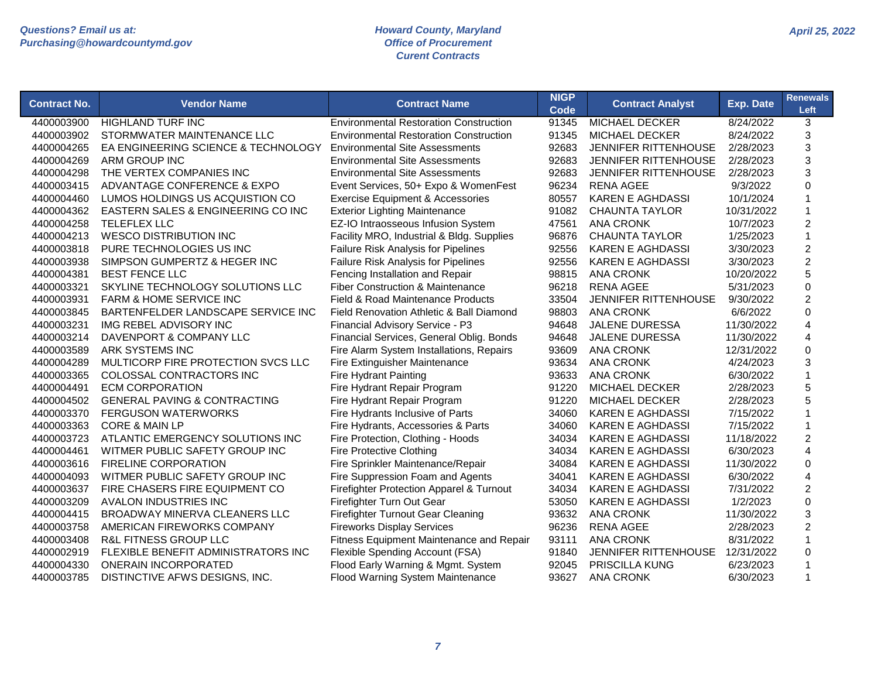| Contract No. | Vendor Name | Contract Name | NIGP Code | Contract Analyst | Exp. Date | Renewals Left |
|---|---|---|---|---|---|---|
| 4400003900 | HIGHLAND TURF INC | Environmental Restoration Construction | 91345 | MICHAEL DECKER | 8/24/2022 | 3 |
| 4400003902 | STORMWATER MAINTENANCE LLC | Environmental Restoration Construction | 91345 | MICHAEL DECKER | 8/24/2022 | 3 |
| 4400004265 | EA ENGINEERING SCIENCE & TECHNOLOGY | Environmental Site Assessments | 92683 | JENNIFER RITTENHOUSE | 2/28/2023 | 3 |
| 4400004269 | ARM GROUP INC | Environmental Site Assessments | 92683 | JENNIFER RITTENHOUSE | 2/28/2023 | 3 |
| 4400004298 | THE VERTEX COMPANIES INC | Environmental Site Assessments | 92683 | JENNIFER RITTENHOUSE | 2/28/2023 | 3 |
| 4400003415 | ADVANTAGE CONFERENCE & EXPO | Event Services, 50+ Expo & WomenFest | 96234 | RENA AGEE | 9/3/2022 | 0 |
| 4400004460 | LUMOS HOLDINGS US ACQUISTION CO | Exercise Equipment & Accessories | 80557 | KAREN E AGHDASSI | 10/1/2024 | 1 |
| 4400004362 | EASTERN SALES & ENGINEERING CO INC | Exterior Lighting Maintenance | 91082 | CHAUNTA TAYLOR | 10/31/2022 | 1 |
| 4400004258 | TELEFLEX LLC | EZ-IO Intraosseous Infusion System | 47561 | ANA CRONK | 10/7/2023 | 2 |
| 4400004213 | WESCO DISTRIBUTION INC | Facility MRO, Industrial & Bldg. Supplies | 96876 | CHAUNTA TAYLOR | 1/25/2023 | 1 |
| 4400003818 | PURE TECHNOLOGIES US INC | Failure Risk Analysis for Pipelines | 92556 | KAREN E AGHDASSI | 3/30/2023 | 2 |
| 4400003938 | SIMPSON GUMPERTZ & HEGER INC | Failure Risk Analysis for Pipelines | 92556 | KAREN E AGHDASSI | 3/30/2023 | 2 |
| 4400004381 | BEST FENCE LLC | Fencing Installation and Repair | 98815 | ANA CRONK | 10/20/2022 | 5 |
| 4400003321 | SKYLINE TECHNOLOGY SOLUTIONS LLC | Fiber Construction & Maintenance | 96218 | RENA AGEE | 5/31/2023 | 0 |
| 4400003931 | FARM & HOME SERVICE INC | Field & Road Maintenance Products | 33504 | JENNIFER RITTENHOUSE | 9/30/2022 | 2 |
| 4400003845 | BARTENFELDER LANDSCAPE SERVICE INC | Field Renovation Athletic & Ball Diamond | 98803 | ANA CRONK | 6/6/2022 | 0 |
| 4400003231 | IMG REBEL ADVISORY INC | Financial Advisory Service - P3 | 94648 | JALENE DURESSA | 11/30/2022 | 4 |
| 4400003214 | DAVENPORT & COMPANY LLC | Financial Services, General Oblig. Bonds | 94648 | JALENE DURESSA | 11/30/2022 | 4 |
| 4400003589 | ARK SYSTEMS INC | Fire Alarm System Installations, Repairs | 93609 | ANA CRONK | 12/31/2022 | 0 |
| 4400004289 | MULTICORP FIRE PROTECTION SVCS LLC | Fire Extinguisher Maintenance | 93634 | ANA CRONK | 4/24/2023 | 3 |
| 4400003365 | COLOSSAL CONTRACTORS INC | Fire Hydrant Painting | 93633 | ANA CRONK | 6/30/2022 | 1 |
| 4400004491 | ECM CORPORATION | Fire Hydrant Repair Program | 91220 | MICHAEL DECKER | 2/28/2023 | 5 |
| 4400004502 | GENERAL PAVING & CONTRACTING | Fire Hydrant Repair Program | 91220 | MICHAEL DECKER | 2/28/2023 | 5 |
| 4400003370 | FERGUSON WATERWORKS | Fire Hydrants Inclusive of Parts | 34060 | KAREN E AGHDASSI | 7/15/2022 | 1 |
| 4400003363 | CORE & MAIN LP | Fire Hydrants, Accessories & Parts | 34060 | KAREN E AGHDASSI | 7/15/2022 | 1 |
| 4400003723 | ATLANTIC EMERGENCY SOLUTIONS INC | Fire Protection, Clothing - Hoods | 34034 | KAREN E AGHDASSI | 11/18/2022 | 2 |
| 4400004461 | WITMER PUBLIC SAFETY GROUP INC | Fire Protective Clothing | 34034 | KAREN E AGHDASSI | 6/30/2023 | 4 |
| 4400003616 | FIRELINE CORPORATION | Fire Sprinkler Maintenance/Repair | 34084 | KAREN E AGHDASSI | 11/30/2022 | 0 |
| 4400004093 | WITMER PUBLIC SAFETY GROUP INC | Fire Suppression Foam and Agents | 34041 | KAREN E AGHDASSI | 6/30/2022 | 4 |
| 4400003637 | FIRE CHASERS FIRE EQUIPMENT CO | Firefighter Protection Apparel & Turnout | 34034 | KAREN E AGHDASSI | 7/31/2022 | 2 |
| 4400003209 | AVALON INDUSTRIES INC | Firefighter Turn Out Gear | 53050 | KAREN E AGHDASSI | 1/2/2023 | 0 |
| 4400004415 | BROADWAY MINERVA CLEANERS LLC | Firefighter Turnout Gear Cleaning | 93632 | ANA CRONK | 11/30/2022 | 3 |
| 4400003758 | AMERICAN FIREWORKS COMPANY | Fireworks Display Services | 96236 | RENA AGEE | 2/28/2023 | 2 |
| 4400003408 | R&L FITNESS GROUP LLC | Fitness Equipment Maintenance and Repair | 93111 | ANA CRONK | 8/31/2022 | 1 |
| 4400002919 | FLEXIBLE BENEFIT ADMINISTRATORS INC | Flexible Spending Account (FSA) | 91840 | JENNIFER RITTENHOUSE | 12/31/2022 | 0 |
| 4400004330 | ONERAIN INCORPORATED | Flood Early Warning & Mgmt. System | 92045 | PRISCILLA KUNG | 6/23/2023 | 1 |
| 4400003785 | DISTINCTIVE AFWS DESIGNS, INC. | Flood Warning System Maintenance | 93627 | ANA CRONK | 6/30/2023 | 1 |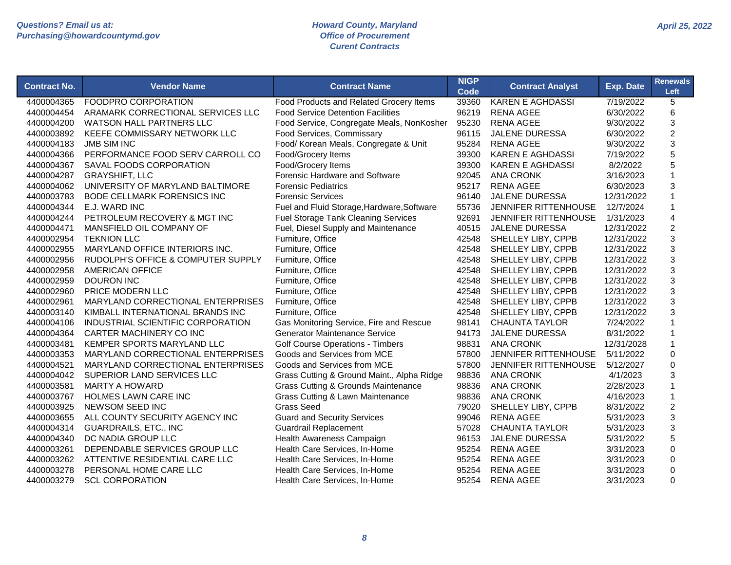Questions? Email us at:
Purchasing@howardcountymd.gov

Howard County, Maryland
Office of Procurement
Curent Contracts

April 25, 2022

| Contract No. | Vendor Name | Contract Name | NIGP Code | Contract Analyst | Exp. Date | Renewals Left |
|---|---|---|---|---|---|---|
| 4400004365 | FOODPRO CORPORATION | Food Products and Related Grocery Items | 39360 | KAREN E AGHDASSI | 7/19/2022 | 5 |
| 4400004454 | ARAMARK CORRECTIONAL SERVICES LLC | Food Service Detention Facilities | 96219 | RENA AGEE | 6/30/2022 | 6 |
| 4400004200 | WATSON HALL PARTNERS LLC | Food Service, Congregate Meals, NonKosher | 95230 | RENA AGEE | 9/30/2022 | 3 |
| 4400003892 | KEEFE COMMISSARY NETWORK LLC | Food Services, Commissary | 96115 | JALENE DURESSA | 6/30/2022 | 2 |
| 4400004183 | JMB SIM INC | Food/ Korean Meals, Congregate & Unit | 95284 | RENA AGEE | 9/30/2022 | 3 |
| 4400004366 | PERFORMANCE FOOD SERV CARROLL CO | Food/Grocery Items | 39300 | KAREN E AGHDASSI | 7/19/2022 | 5 |
| 4400004367 | SAVAL FOODS CORPORATION | Food/Grocery Items | 39300 | KAREN E AGHDASSI | 8/2/2022 | 5 |
| 4400004287 | GRAYSHIFT, LLC | Forensic Hardware and Software | 92045 | ANA CRONK | 3/16/2023 | 1 |
| 4400004062 | UNIVERSITY OF MARYLAND BALTIMORE | Forensic Pediatrics | 95217 | RENA AGEE | 6/30/2023 | 3 |
| 4400003783 | BODE CELLMARK FORENSICS INC | Forensic Services | 96140 | JALENE DURESSA | 12/31/2022 | 1 |
| 4400004344 | E.J. WARD INC | Fuel and Fluid Storage,Hardware,Software | 55736 | JENNIFER RITTENHOUSE | 12/7/2024 | 1 |
| 4400004244 | PETROLEUM RECOVERY & MGT INC | Fuel Storage Tank Cleaning Services | 92691 | JENNIFER RITTENHOUSE | 1/31/2023 | 4 |
| 4400004471 | MANSFIELD OIL COMPANY OF | Fuel, Diesel Supply and Maintenance | 40515 | JALENE DURESSA | 12/31/2022 | 2 |
| 4400002954 | TEKNION LLC | Furniture, Office | 42548 | SHELLEY LIBY, CPPB | 12/31/2022 | 3 |
| 4400002955 | MARYLAND OFFICE INTERIORS INC. | Furniture, Office | 42548 | SHELLEY LIBY, CPPB | 12/31/2022 | 3 |
| 4400002956 | RUDOLPH'S OFFICE & COMPUTER SUPPLY | Furniture, Office | 42548 | SHELLEY LIBY, CPPB | 12/31/2022 | 3 |
| 4400002958 | AMERICAN OFFICE | Furniture, Office | 42548 | SHELLEY LIBY, CPPB | 12/31/2022 | 3 |
| 4400002959 | DOURON INC | Furniture, Office | 42548 | SHELLEY LIBY, CPPB | 12/31/2022 | 3 |
| 4400002960 | PRICE MODERN LLC | Furniture, Office | 42548 | SHELLEY LIBY, CPPB | 12/31/2022 | 3 |
| 4400002961 | MARYLAND CORRECTIONAL ENTERPRISES | Furniture, Office | 42548 | SHELLEY LIBY, CPPB | 12/31/2022 | 3 |
| 4400003140 | KIMBALL INTERNATIONAL BRANDS INC | Furniture, Office | 42548 | SHELLEY LIBY, CPPB | 12/31/2022 | 3 |
| 4400004106 | INDUSTRIAL SCIENTIFIC CORPORATION | Gas Monitoring Service, Fire and Rescue | 98141 | CHAUNTA TAYLOR | 7/24/2022 | 1 |
| 4400004364 | CARTER MACHINERY CO INC | Generator Maintenance Service | 94173 | JALENE DURESSA | 8/31/2022 | 1 |
| 4400003481 | KEMPER SPORTS MARYLAND LLC | Golf Course Operations - Timbers | 98831 | ANA CRONK | 12/31/2028 | 1 |
| 4400003353 | MARYLAND CORRECTIONAL ENTERPRISES | Goods and Services from MCE | 57800 | JENNIFER RITTENHOUSE | 5/11/2022 | 0 |
| 4400004521 | MARYLAND CORRECTIONAL ENTERPRISES | Goods and Services from MCE | 57800 | JENNIFER RITTENHOUSE | 5/12/2027 | 0 |
| 4400004042 | SUPERIOR LAND SERVICES LLC | Grass Cutting & Ground Maint., Alpha Ridge | 98836 | ANA CRONK | 4/1/2023 | 3 |
| 4400003581 | MARTY A HOWARD | Grass Cutting & Grounds Maintenance | 98836 | ANA CRONK | 2/28/2023 | 1 |
| 4400003767 | HOLMES LAWN CARE INC | Grass Cutting & Lawn Maintenance | 98836 | ANA CRONK | 4/16/2023 | 1 |
| 4400003925 | NEWSOM SEED INC | Grass Seed | 79020 | SHELLEY LIBY, CPPB | 8/31/2022 | 2 |
| 4400003655 | ALL COUNTY SECURITY AGENCY INC | Guard and Security Services | 99046 | RENA AGEE | 5/31/2023 | 3 |
| 4400004314 | GUARDRAILS, ETC., INC | Guardrail Replacement | 57028 | CHAUNTA TAYLOR | 5/31/2023 | 3 |
| 4400004340 | DC NADIA GROUP LLC | Health Awareness Campaign | 96153 | JALENE DURESSA | 5/31/2022 | 5 |
| 4400003261 | DEPENDABLE SERVICES GROUP LLC | Health Care Services, In-Home | 95254 | RENA AGEE | 3/31/2023 | 0 |
| 4400003262 | ATTENTIVE RESIDENTIAL CARE LLC | Health Care Services, In-Home | 95254 | RENA AGEE | 3/31/2023 | 0 |
| 4400003278 | PERSONAL HOME CARE LLC | Health Care Services, In-Home | 95254 | RENA AGEE | 3/31/2023 | 0 |
| 4400003279 | SCL CORPORATION | Health Care Services, In-Home | 95254 | RENA AGEE | 3/31/2023 | 0 |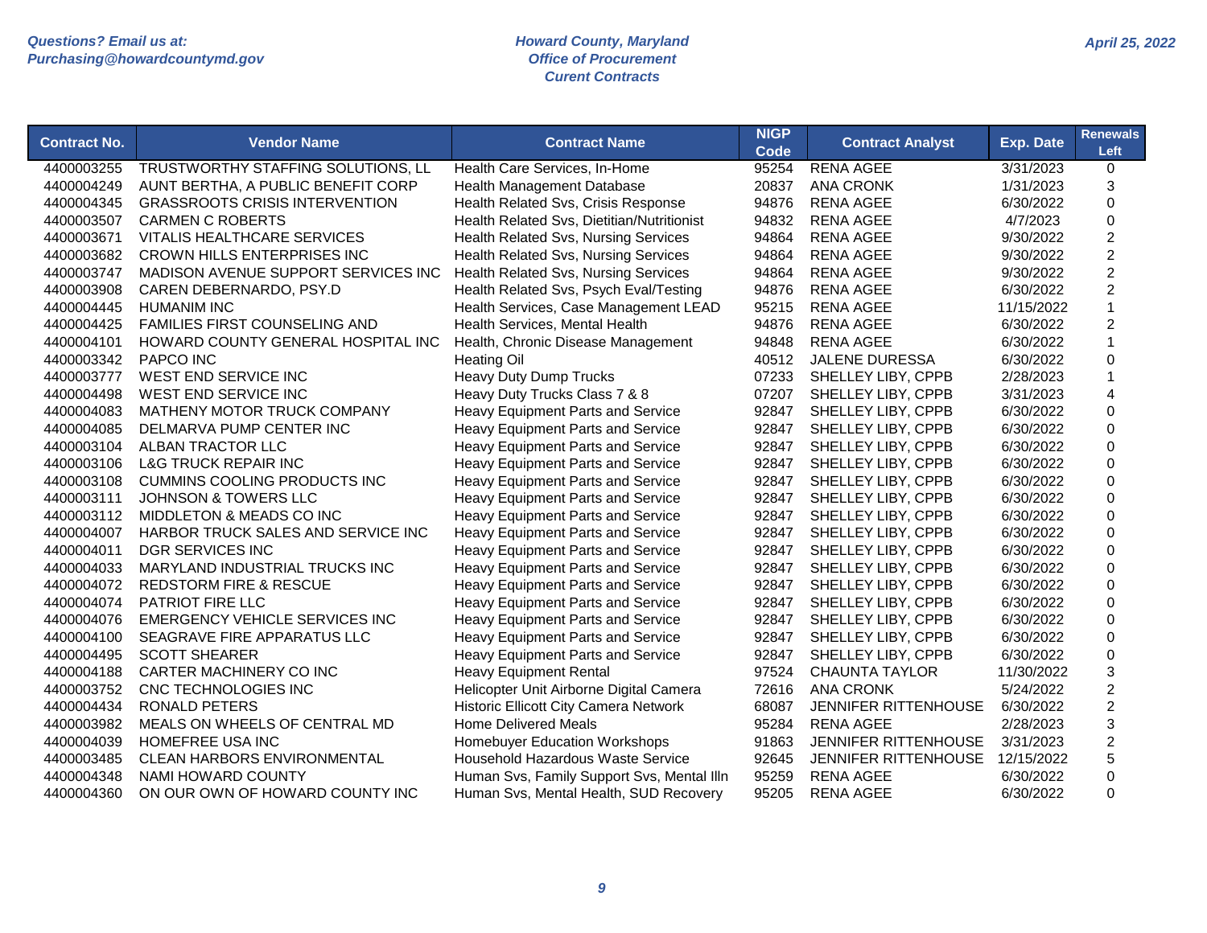| Contract No. | Vendor Name | Contract Name | NIGP Code | Contract Analyst | Exp. Date | Renewals Left |
|---|---|---|---|---|---|---|
| 4400003255 | TRUSTWORTHY STAFFING SOLUTIONS, LL | Health Care Services, In-Home | 95254 | RENA AGEE | 3/31/2023 | 0 |
| 4400004249 | AUNT BERTHA, A PUBLIC BENEFIT CORP | Health Management Database | 20837 | ANA CRONK | 1/31/2023 | 3 |
| 4400004345 | GRASSROOTS CRISIS INTERVENTION | Health Related Svs, Crisis Response | 94876 | RENA AGEE | 6/30/2022 | 0 |
| 4400003507 | CARMEN C ROBERTS | Health Related Svs, Dietitian/Nutritionist | 94832 | RENA AGEE | 4/7/2023 | 0 |
| 4400003671 | VITALIS HEALTHCARE SERVICES | Health Related Svs, Nursing Services | 94864 | RENA AGEE | 9/30/2022 | 2 |
| 4400003682 | CROWN HILLS ENTERPRISES INC | Health Related Svs, Nursing Services | 94864 | RENA AGEE | 9/30/2022 | 2 |
| 4400003747 | MADISON AVENUE SUPPORT SERVICES INC | Health Related Svs, Nursing Services | 94864 | RENA AGEE | 9/30/2022 | 2 |
| 4400003908 | CAREN DEBERNARDO, PSY.D | Health Related Svs, Psych Eval/Testing | 94876 | RENA AGEE | 6/30/2022 | 2 |
| 4400004445 | HUMANIM INC | Health Services, Case Management LEAD | 95215 | RENA AGEE | 11/15/2022 | 1 |
| 4400004425 | FAMILIES FIRST COUNSELING AND | Health Services, Mental Health | 94876 | RENA AGEE | 6/30/2022 | 2 |
| 4400004101 | HOWARD COUNTY GENERAL HOSPITAL INC | Health, Chronic Disease Management | 94848 | RENA AGEE | 6/30/2022 | 1 |
| 4400003342 | PAPCO INC | Heating Oil | 40512 | JALENE DURESSA | 6/30/2022 | 0 |
| 4400003777 | WEST END SERVICE INC | Heavy Duty Dump Trucks | 07233 | SHELLEY LIBY, CPPB | 2/28/2023 | 1 |
| 4400004498 | WEST END SERVICE INC | Heavy Duty Trucks Class 7 & 8 | 07207 | SHELLEY LIBY, CPPB | 3/31/2023 | 4 |
| 4400004083 | MATHENY MOTOR TRUCK COMPANY | Heavy Equipment Parts and Service | 92847 | SHELLEY LIBY, CPPB | 6/30/2022 | 0 |
| 4400004085 | DELMARVA PUMP CENTER INC | Heavy Equipment Parts and Service | 92847 | SHELLEY LIBY, CPPB | 6/30/2022 | 0 |
| 4400003104 | ALBAN TRACTOR LLC | Heavy Equipment Parts and Service | 92847 | SHELLEY LIBY, CPPB | 6/30/2022 | 0 |
| 4400003106 | L&G TRUCK REPAIR INC | Heavy Equipment Parts and Service | 92847 | SHELLEY LIBY, CPPB | 6/30/2022 | 0 |
| 4400003108 | CUMMINS COOLING PRODUCTS INC | Heavy Equipment Parts and Service | 92847 | SHELLEY LIBY, CPPB | 6/30/2022 | 0 |
| 4400003111 | JOHNSON & TOWERS LLC | Heavy Equipment Parts and Service | 92847 | SHELLEY LIBY, CPPB | 6/30/2022 | 0 |
| 4400003112 | MIDDLETON & MEADS CO INC | Heavy Equipment Parts and Service | 92847 | SHELLEY LIBY, CPPB | 6/30/2022 | 0 |
| 4400004007 | HARBOR TRUCK SALES AND SERVICE INC | Heavy Equipment Parts and Service | 92847 | SHELLEY LIBY, CPPB | 6/30/2022 | 0 |
| 4400004011 | DGR SERVICES INC | Heavy Equipment Parts and Service | 92847 | SHELLEY LIBY, CPPB | 6/30/2022 | 0 |
| 4400004033 | MARYLAND INDUSTRIAL TRUCKS INC | Heavy Equipment Parts and Service | 92847 | SHELLEY LIBY, CPPB | 6/30/2022 | 0 |
| 4400004072 | REDSTORM FIRE & RESCUE | Heavy Equipment Parts and Service | 92847 | SHELLEY LIBY, CPPB | 6/30/2022 | 0 |
| 4400004074 | PATRIOT FIRE LLC | Heavy Equipment Parts and Service | 92847 | SHELLEY LIBY, CPPB | 6/30/2022 | 0 |
| 4400004076 | EMERGENCY VEHICLE SERVICES INC | Heavy Equipment Parts and Service | 92847 | SHELLEY LIBY, CPPB | 6/30/2022 | 0 |
| 4400004100 | SEAGRAVE FIRE APPARATUS LLC | Heavy Equipment Parts and Service | 92847 | SHELLEY LIBY, CPPB | 6/30/2022 | 0 |
| 4400004495 | SCOTT SHEARER | Heavy Equipment Parts and Service | 92847 | SHELLEY LIBY, CPPB | 6/30/2022 | 0 |
| 4400004188 | CARTER MACHINERY CO INC | Heavy Equipment Rental | 97524 | CHAUNTA TAYLOR | 11/30/2022 | 3 |
| 4400003752 | CNC TECHNOLOGIES INC | Helicopter Unit Airborne Digital Camera | 72616 | ANA CRONK | 5/24/2022 | 2 |
| 4400004434 | RONALD PETERS | Historic Ellicott City Camera Network | 68087 | JENNIFER RITTENHOUSE | 6/30/2022 | 2 |
| 4400003982 | MEALS ON WHEELS OF CENTRAL MD | Home Delivered Meals | 95284 | RENA AGEE | 2/28/2023 | 3 |
| 4400004039 | HOMEFREE USA INC | Homebuyer Education Workshops | 91863 | JENNIFER RITTENHOUSE | 3/31/2023 | 2 |
| 4400003485 | CLEAN HARBORS ENVIRONMENTAL | Household Hazardous Waste Service | 92645 | JENNIFER RITTENHOUSE | 12/15/2022 | 5 |
| 4400004348 | NAMI HOWARD COUNTY | Human Svs, Family Support Svs, Mental Illn | 95259 | RENA AGEE | 6/30/2022 | 0 |
| 4400004360 | ON OUR OWN OF HOWARD COUNTY INC | Human Svs, Mental Health, SUD Recovery | 95205 | RENA AGEE | 6/30/2022 | 0 |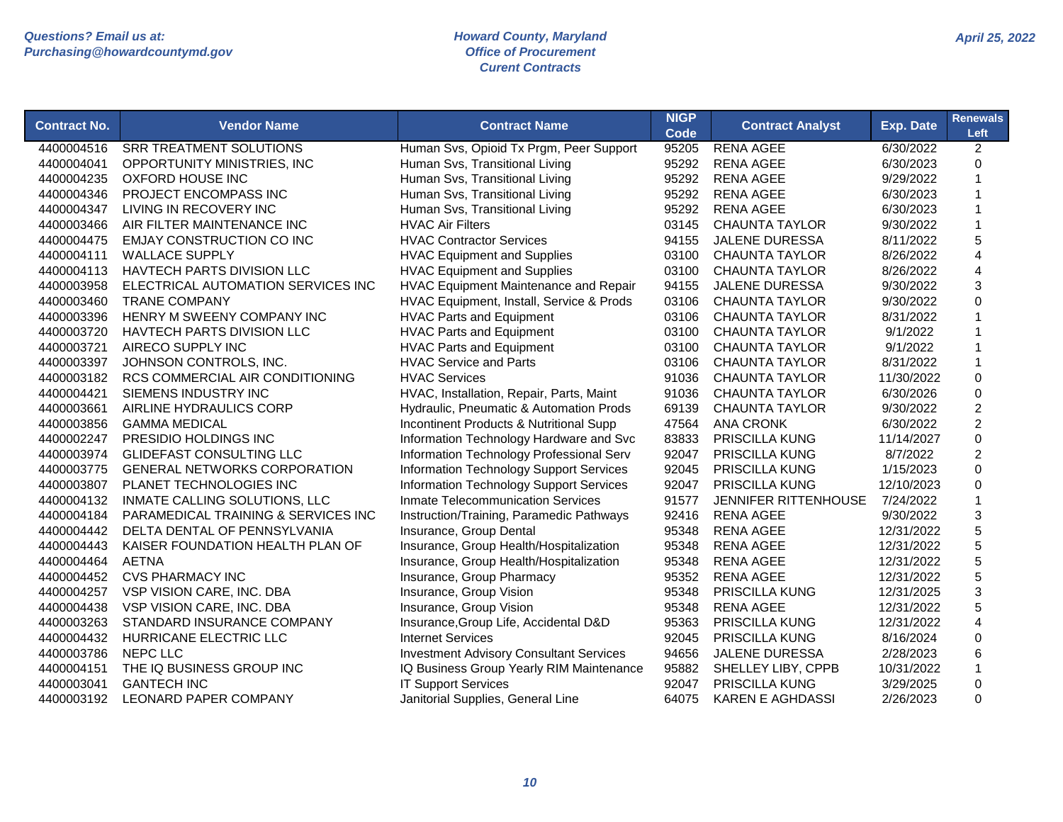| Contract No. | Vendor Name | Contract Name | NIGP Code | Contract Analyst | Exp. Date | Renewals Left |
|---|---|---|---|---|---|---|
| 4400004516 | SRR TREATMENT SOLUTIONS | Human Svs, Opioid Tx Prgm, Peer Support | 95205 | RENA AGEE | 6/30/2022 | 2 |
| 4400004041 | OPPORTUNITY MINISTRIES, INC | Human Svs, Transitional Living | 95292 | RENA AGEE | 6/30/2023 | 0 |
| 4400004235 | OXFORD HOUSE INC | Human Svs, Transitional Living | 95292 | RENA AGEE | 9/29/2022 | 1 |
| 4400004346 | PROJECT ENCOMPASS INC | Human Svs, Transitional Living | 95292 | RENA AGEE | 6/30/2023 | 1 |
| 4400004347 | LIVING IN RECOVERY INC | Human Svs, Transitional Living | 95292 | RENA AGEE | 6/30/2023 | 1 |
| 4400003466 | AIR FILTER MAINTENANCE INC | HVAC Air Filters | 03145 | CHAUNTA TAYLOR | 9/30/2022 | 1 |
| 4400004475 | EMJAY CONSTRUCTION CO INC | HVAC Contractor Services | 94155 | JALENE DURESSA | 8/11/2022 | 5 |
| 4400004111 | WALLACE SUPPLY | HVAC Equipment and Supplies | 03100 | CHAUNTA TAYLOR | 8/26/2022 | 4 |
| 4400004113 | HAVTECH PARTS DIVISION LLC | HVAC Equipment and Supplies | 03100 | CHAUNTA TAYLOR | 8/26/2022 | 4 |
| 4400003958 | ELECTRICAL AUTOMATION SERVICES INC | HVAC Equipment Maintenance and Repair | 94155 | JALENE DURESSA | 9/30/2022 | 3 |
| 4400003460 | TRANE COMPANY | HVAC Equipment, Install, Service & Prods | 03106 | CHAUNTA TAYLOR | 9/30/2022 | 0 |
| 4400003396 | HENRY M SWEENY COMPANY INC | HVAC Parts and Equipment | 03106 | CHAUNTA TAYLOR | 8/31/2022 | 1 |
| 4400003720 | HAVTECH PARTS DIVISION LLC | HVAC Parts and Equipment | 03100 | CHAUNTA TAYLOR | 9/1/2022 | 1 |
| 4400003721 | AIRECO SUPPLY INC | HVAC Parts and Equipment | 03100 | CHAUNTA TAYLOR | 9/1/2022 | 1 |
| 4400003397 | JOHNSON CONTROLS, INC. | HVAC Service and Parts | 03106 | CHAUNTA TAYLOR | 8/31/2022 | 1 |
| 4400003182 | RCS COMMERCIAL AIR CONDITIONING | HVAC Services | 91036 | CHAUNTA TAYLOR | 11/30/2022 | 0 |
| 4400004421 | SIEMENS INDUSTRY INC | HVAC, Installation, Repair, Parts, Maint | 91036 | CHAUNTA TAYLOR | 6/30/2026 | 0 |
| 4400003661 | AIRLINE HYDRAULICS CORP | Hydraulic, Pneumatic & Automation Prods | 69139 | CHAUNTA TAYLOR | 9/30/2022 | 2 |
| 4400003856 | GAMMA MEDICAL | Incontinent Products & Nutritional Supp | 47564 | ANA CRONK | 6/30/2022 | 2 |
| 4400002247 | PRESIDIO HOLDINGS INC | Information Technology Hardware and Svc | 83833 | PRISCILLA KUNG | 11/14/2027 | 0 |
| 4400003974 | GLIDEFAST CONSULTING LLC | Information Technology Professional Serv | 92047 | PRISCILLA KUNG | 8/7/2022 | 2 |
| 4400003775 | GENERAL NETWORKS CORPORATION | Information Technology Support Services | 92045 | PRISCILLA KUNG | 1/15/2023 | 0 |
| 4400003807 | PLANET TECHNOLOGIES INC | Information Technology Support Services | 92047 | PRISCILLA KUNG | 12/10/2023 | 0 |
| 4400004132 | INMATE CALLING SOLUTIONS, LLC | Inmate Telecommunication Services | 91577 | JENNIFER RITTENHOUSE | 7/24/2022 | 1 |
| 4400004184 | PARAMEDICAL TRAINING & SERVICES INC | Instruction/Training, Paramedic Pathways | 92416 | RENA AGEE | 9/30/2022 | 3 |
| 4400004442 | DELTA DENTAL OF PENNSYLVANIA | Insurance, Group Dental | 95348 | RENA AGEE | 12/31/2022 | 5 |
| 4400004443 | KAISER FOUNDATION HEALTH PLAN OF | Insurance, Group Health/Hospitalization | 95348 | RENA AGEE | 12/31/2022 | 5 |
| 4400004464 | AETNA | Insurance, Group Health/Hospitalization | 95348 | RENA AGEE | 12/31/2022 | 5 |
| 4400004452 | CVS PHARMACY INC | Insurance, Group Pharmacy | 95352 | RENA AGEE | 12/31/2022 | 5 |
| 4400004257 | VSP VISION CARE, INC. DBA | Insurance, Group Vision | 95348 | PRISCILLA KUNG | 12/31/2025 | 3 |
| 4400004438 | VSP VISION CARE, INC. DBA | Insurance, Group Vision | 95348 | RENA AGEE | 12/31/2022 | 5 |
| 4400003263 | STANDARD INSURANCE COMPANY | Insurance,Group Life, Accidental D&D | 95363 | PRISCILLA KUNG | 12/31/2022 | 4 |
| 4400004432 | HURRICANE ELECTRIC LLC | Internet Services | 92045 | PRISCILLA KUNG | 8/16/2024 | 0 |
| 4400003786 | NEPC LLC | Investment Advisory Consultant Services | 94656 | JALENE DURESSA | 2/28/2023 | 6 |
| 4400004151 | THE IQ BUSINESS GROUP INC | IQ Business Group Yearly RIM Maintenance | 95882 | SHELLEY LIBY, CPPB | 10/31/2022 | 1 |
| 4400003041 | GANTECH INC | IT Support Services | 92047 | PRISCILLA KUNG | 3/29/2025 | 0 |
| 4400003192 | LEONARD PAPER COMPANY | Janitorial Supplies, General Line | 64075 | KAREN E AGHDASSI | 2/26/2023 | 0 |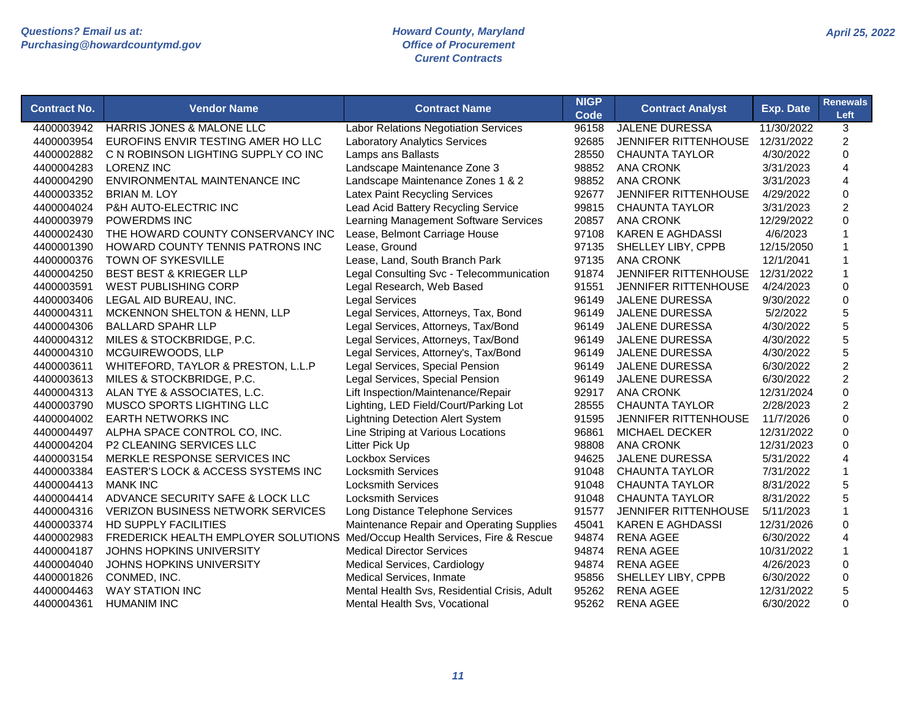Questions? Email us at:
Purchasing@howardcountymd.gov

Howard County, Maryland
Office of Procurement
Curent Contracts

April 25, 2022

| Contract No. | Vendor Name | Contract Name | NIGP Code | Contract Analyst | Exp. Date | Renewals Left |
|---|---|---|---|---|---|---|
| 4400003942 | HARRIS JONES & MALONE LLC | Labor Relations Negotiation Services | 96158 | JALENE DURESSA | 11/30/2022 | 3 |
| 4400003954 | EUROFINS ENVIR TESTING AMER HO LLC | Laboratory Analytics Services | 92685 | JENNIFER RITTENHOUSE | 12/31/2022 | 2 |
| 4400002882 | C N ROBINSON LIGHTING SUPPLY CO INC | Lamps ans Ballasts | 28550 | CHAUNTA TAYLOR | 4/30/2022 | 0 |
| 4400004283 | LORENZ INC | Landscape Maintenance Zone 3 | 98852 | ANA CRONK | 3/31/2023 | 4 |
| 4400004290 | ENVIRONMENTAL MAINTENANCE INC | Landscape Maintenance Zones 1 & 2 | 98852 | ANA CRONK | 3/31/2023 | 4 |
| 4400003352 | BRIAN M. LOY | Latex Paint Recycling Services | 92677 | JENNIFER RITTENHOUSE | 4/29/2022 | 0 |
| 4400004024 | P&H AUTO-ELECTRIC INC | Lead Acid Battery Recycling Service | 99815 | CHAUNTA TAYLOR | 3/31/2023 | 2 |
| 4400003979 | POWERDMS INC | Learning Management Software Services | 20857 | ANA CRONK | 12/29/2022 | 0 |
| 4400002430 | THE HOWARD COUNTY CONSERVANCY INC | Lease, Belmont Carriage House | 97108 | KAREN E AGHDASSI | 4/6/2023 | 1 |
| 4400001390 | HOWARD COUNTY TENNIS PATRONS INC | Lease, Ground | 97135 | SHELLEY LIBY, CPPB | 12/15/2050 | 1 |
| 4400000376 | TOWN OF SYKESVILLE | Lease, Land, South Branch Park | 97135 | ANA CRONK | 12/1/2041 | 1 |
| 4400004250 | BEST BEST & KRIEGER LLP | Legal Consulting Svc - Telecommunication | 91874 | JENNIFER RITTENHOUSE | 12/31/2022 | 1 |
| 4400003591 | WEST PUBLISHING CORP | Legal Research, Web Based | 91551 | JENNIFER RITTENHOUSE | 4/24/2023 | 0 |
| 4400003406 | LEGAL AID BUREAU, INC. | Legal Services | 96149 | JALENE DURESSA | 9/30/2022 | 0 |
| 4400004311 | MCKENNON SHELTON & HENN, LLP | Legal Services, Attorneys, Tax, Bond | 96149 | JALENE DURESSA | 5/2/2022 | 5 |
| 4400004306 | BALLARD SPAHR LLP | Legal Services, Attorneys, Tax/Bond | 96149 | JALENE DURESSA | 4/30/2022 | 5 |
| 4400004312 | MILES & STOCKBRIDGE, P.C. | Legal Services, Attorneys, Tax/Bond | 96149 | JALENE DURESSA | 4/30/2022 | 5 |
| 4400004310 | MCGUIREWOODS, LLP | Legal Services, Attorney's, Tax/Bond | 96149 | JALENE DURESSA | 4/30/2022 | 5 |
| 4400003611 | WHITEFORD, TAYLOR & PRESTON, L.L.P | Legal Services, Special Pension | 96149 | JALENE DURESSA | 6/30/2022 | 2 |
| 4400003613 | MILES & STOCKBRIDGE, P.C. | Legal Services, Special Pension | 96149 | JALENE DURESSA | 6/30/2022 | 2 |
| 4400004313 | ALAN TYE & ASSOCIATES, L.C. | Lift Inspection/Maintenance/Repair | 92917 | ANA CRONK | 12/31/2024 | 0 |
| 4400003790 | MUSCO SPORTS LIGHTING LLC | Lighting, LED Field/Court/Parking Lot | 28555 | CHAUNTA TAYLOR | 2/28/2023 | 2 |
| 4400004002 | EARTH NETWORKS INC | Lightning Detection Alert System | 91595 | JENNIFER RITTENHOUSE | 11/7/2026 | 0 |
| 4400004497 | ALPHA SPACE CONTROL CO, INC. | Line Striping at Various Locations | 96861 | MICHAEL DECKER | 12/31/2022 | 0 |
| 4400004204 | P2 CLEANING SERVICES LLC | Litter Pick Up | 98808 | ANA CRONK | 12/31/2023 | 0 |
| 4400003154 | MERKLE RESPONSE SERVICES INC | Lockbox Services | 94625 | JALENE DURESSA | 5/31/2022 | 4 |
| 4400003384 | EASTER'S LOCK & ACCESS SYSTEMS INC | Locksmith Services | 91048 | CHAUNTA TAYLOR | 7/31/2022 | 1 |
| 4400004413 | MANK INC | Locksmith Services | 91048 | CHAUNTA TAYLOR | 8/31/2022 | 5 |
| 4400004414 | ADVANCE SECURITY SAFE & LOCK LLC | Locksmith Services | 91048 | CHAUNTA TAYLOR | 8/31/2022 | 5 |
| 4400004316 | VERIZON BUSINESS NETWORK SERVICES | Long Distance Telephone Services | 91577 | JENNIFER RITTENHOUSE | 5/11/2023 | 1 |
| 4400003374 | HD SUPPLY FACILITIES | Maintenance Repair and Operating Supplies | 45041 | KAREN E AGHDASSI | 12/31/2026 | 0 |
| 4400002983 | FREDERICK HEALTH EMPLOYER SOLUTIONS | Med/Occup Health Services, Fire & Rescue | 94874 | RENA AGEE | 6/30/2022 | 4 |
| 4400004187 | JOHNS HOPKINS UNIVERSITY | Medical Director Services | 94874 | RENA AGEE | 10/31/2022 | 1 |
| 4400004040 | JOHNS HOPKINS UNIVERSITY | Medical Services, Cardiology | 94874 | RENA AGEE | 4/26/2023 | 0 |
| 4400001826 | CONMED, INC. | Medical Services, Inmate | 95856 | SHELLEY LIBY, CPPB | 6/30/2022 | 0 |
| 4400004463 | WAY STATION INC | Mental Health Svs, Residential Crisis, Adult | 95262 | RENA AGEE | 12/31/2022 | 5 |
| 4400004361 | HUMANIM INC | Mental Health Svs, Vocational | 95262 | RENA AGEE | 6/30/2022 | 0 |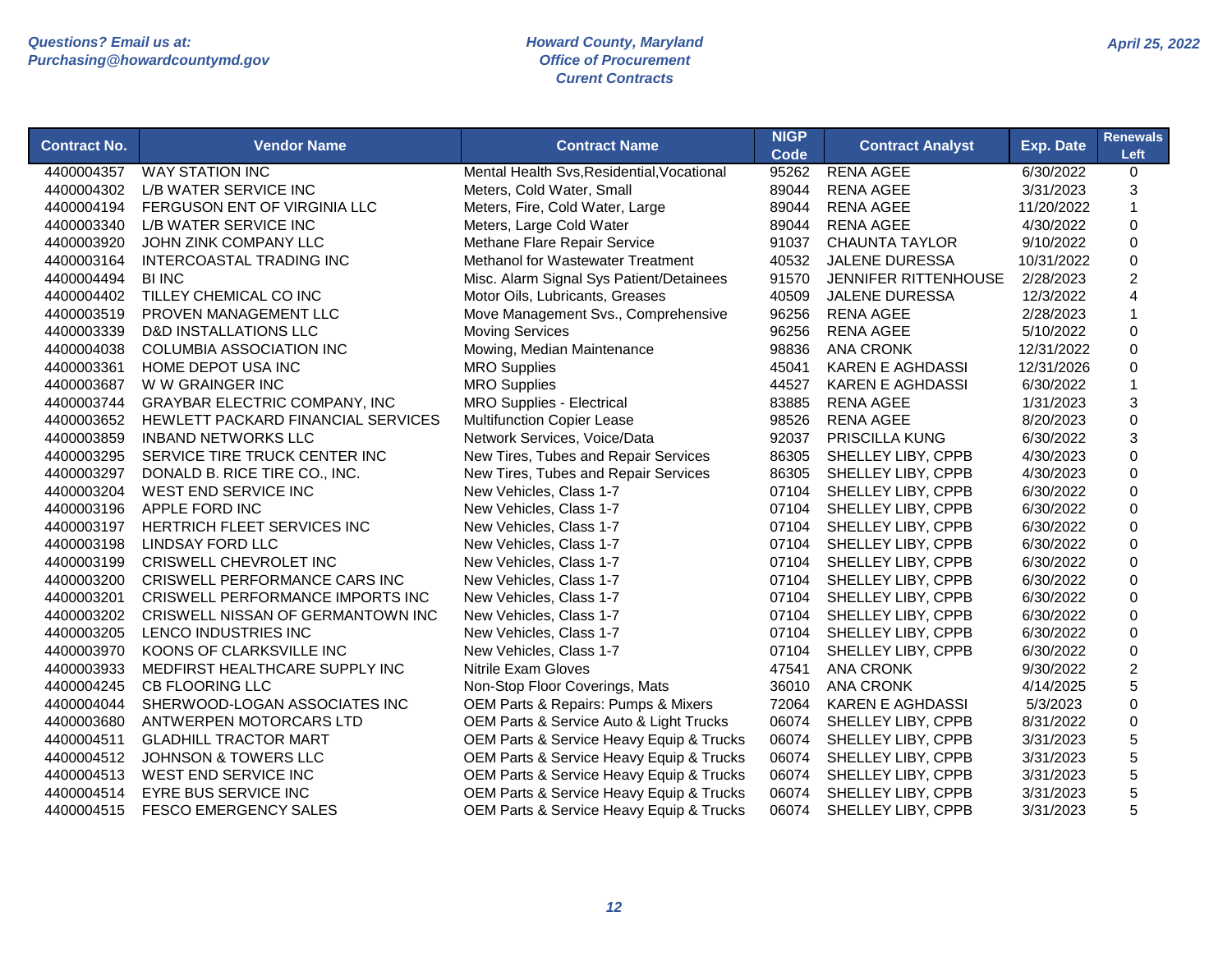| Contract No. | Vendor Name | Contract Name | NIGP Code | Contract Analyst | Exp. Date | Renewals Left |
|---|---|---|---|---|---|---|
| 4400004357 | WAY STATION INC | Mental Health Svs,Residential,Vocational | 95262 | RENA AGEE | 6/30/2022 | 0 |
| 4400004302 | L/B WATER SERVICE INC | Meters, Cold Water, Small | 89044 | RENA AGEE | 3/31/2023 | 3 |
| 4400004194 | FERGUSON ENT OF VIRGINIA LLC | Meters, Fire, Cold Water, Large | 89044 | RENA AGEE | 11/20/2022 | 1 |
| 4400003340 | L/B WATER SERVICE INC | Meters, Large Cold Water | 89044 | RENA AGEE | 4/30/2022 | 0 |
| 4400003920 | JOHN ZINK COMPANY LLC | Methane Flare Repair Service | 91037 | CHAUNTA TAYLOR | 9/10/2022 | 0 |
| 4400003164 | INTERCOASTAL TRADING INC | Methanol for Wastewater Treatment | 40532 | JALENE DURESSA | 10/31/2022 | 0 |
| 4400004494 | BI INC | Misc. Alarm Signal Sys Patient/Detainees | 91570 | JENNIFER RITTENHOUSE | 2/28/2023 | 2 |
| 4400004402 | TILLEY CHEMICAL CO INC | Motor Oils, Lubricants, Greases | 40509 | JALENE DURESSA | 12/3/2022 | 4 |
| 4400003519 | PROVEN MANAGEMENT LLC | Move Management Svs., Comprehensive | 96256 | RENA AGEE | 2/28/2023 | 1 |
| 4400003339 | D&D INSTALLATIONS LLC | Moving Services | 96256 | RENA AGEE | 5/10/2022 | 0 |
| 4400004038 | COLUMBIA ASSOCIATION INC | Mowing, Median Maintenance | 98836 | ANA CRONK | 12/31/2022 | 0 |
| 4400003361 | HOME DEPOT USA INC | MRO Supplies | 45041 | KAREN E AGHDASSI | 12/31/2026 | 0 |
| 4400003687 | W W GRAINGER INC | MRO Supplies | 44527 | KAREN E AGHDASSI | 6/30/2022 | 1 |
| 4400003744 | GRAYBAR ELECTRIC COMPANY, INC | MRO Supplies - Electrical | 83885 | RENA AGEE | 1/31/2023 | 3 |
| 4400003652 | HEWLETT PACKARD FINANCIAL SERVICES | Multifunction Copier Lease | 98526 | RENA AGEE | 8/20/2023 | 0 |
| 4400003859 | INBAND NETWORKS LLC | Network Services, Voice/Data | 92037 | PRISCILLA KUNG | 6/30/2022 | 3 |
| 4400003295 | SERVICE TIRE TRUCK CENTER INC | New Tires, Tubes and Repair Services | 86305 | SHELLEY LIBY, CPPB | 4/30/2023 | 0 |
| 4400003297 | DONALD B. RICE TIRE CO., INC. | New Tires, Tubes and Repair Services | 86305 | SHELLEY LIBY, CPPB | 4/30/2023 | 0 |
| 4400003204 | WEST END SERVICE INC | New Vehicles, Class 1-7 | 07104 | SHELLEY LIBY, CPPB | 6/30/2022 | 0 |
| 4400003196 | APPLE FORD INC | New Vehicles, Class 1-7 | 07104 | SHELLEY LIBY, CPPB | 6/30/2022 | 0 |
| 4400003197 | HERTRICH FLEET SERVICES INC | New Vehicles, Class 1-7 | 07104 | SHELLEY LIBY, CPPB | 6/30/2022 | 0 |
| 4400003198 | LINDSAY FORD LLC | New Vehicles, Class 1-7 | 07104 | SHELLEY LIBY, CPPB | 6/30/2022 | 0 |
| 4400003199 | CRISWELL CHEVROLET INC | New Vehicles, Class 1-7 | 07104 | SHELLEY LIBY, CPPB | 6/30/2022 | 0 |
| 4400003200 | CRISWELL PERFORMANCE CARS INC | New Vehicles, Class 1-7 | 07104 | SHELLEY LIBY, CPPB | 6/30/2022 | 0 |
| 4400003201 | CRISWELL PERFORMANCE IMPORTS INC | New Vehicles, Class 1-7 | 07104 | SHELLEY LIBY, CPPB | 6/30/2022 | 0 |
| 4400003202 | CRISWELL NISSAN OF GERMANTOWN INC | New Vehicles, Class 1-7 | 07104 | SHELLEY LIBY, CPPB | 6/30/2022 | 0 |
| 4400003205 | LENCO INDUSTRIES INC | New Vehicles, Class 1-7 | 07104 | SHELLEY LIBY, CPPB | 6/30/2022 | 0 |
| 4400003970 | KOONS OF CLARKSVILLE INC | New Vehicles, Class 1-7 | 07104 | SHELLEY LIBY, CPPB | 6/30/2022 | 0 |
| 4400003933 | MEDFIRST HEALTHCARE SUPPLY INC | Nitrile Exam Gloves | 47541 | ANA CRONK | 9/30/2022 | 2 |
| 4400004245 | CB FLOORING LLC | Non-Stop Floor Coverings, Mats | 36010 | ANA CRONK | 4/14/2025 | 5 |
| 4400004044 | SHERWOOD-LOGAN ASSOCIATES INC | OEM Parts & Repairs: Pumps & Mixers | 72064 | KAREN E AGHDASSI | 5/3/2023 | 0 |
| 4400003680 | ANTWERPEN MOTORCARS LTD | OEM Parts & Service Auto & Light Trucks | 06074 | SHELLEY LIBY, CPPB | 8/31/2022 | 0 |
| 4400004511 | GLADHILL TRACTOR MART | OEM Parts & Service Heavy Equip & Trucks | 06074 | SHELLEY LIBY, CPPB | 3/31/2023 | 5 |
| 4400004512 | JOHNSON & TOWERS LLC | OEM Parts & Service Heavy Equip & Trucks | 06074 | SHELLEY LIBY, CPPB | 3/31/2023 | 5 |
| 4400004513 | WEST END SERVICE INC | OEM Parts & Service Heavy Equip & Trucks | 06074 | SHELLEY LIBY, CPPB | 3/31/2023 | 5 |
| 4400004514 | EYRE BUS SERVICE INC | OEM Parts & Service Heavy Equip & Trucks | 06074 | SHELLEY LIBY, CPPB | 3/31/2023 | 5 |
| 4400004515 | FESCO EMERGENCY SALES | OEM Parts & Service Heavy Equip & Trucks | 06074 | SHELLEY LIBY, CPPB | 3/31/2023 | 5 |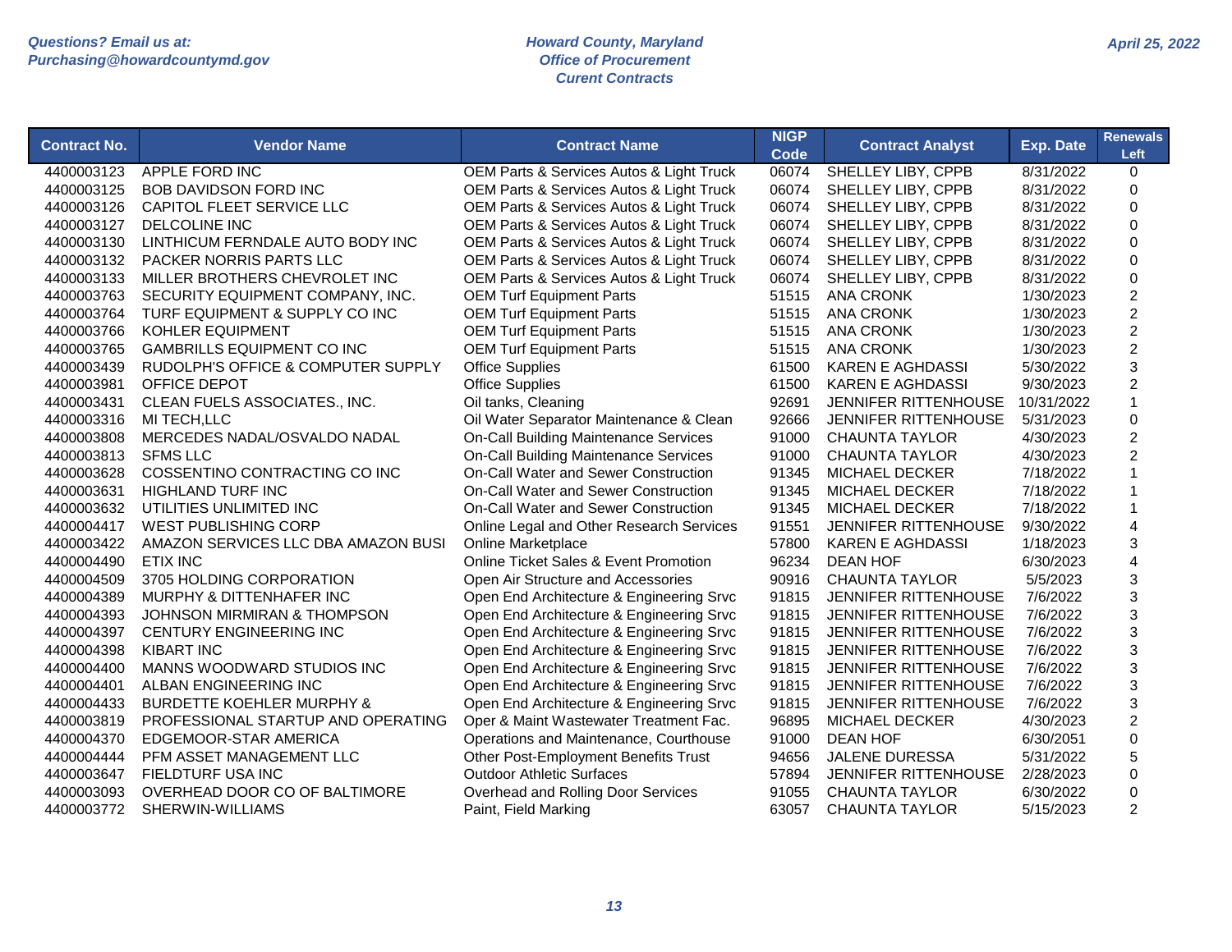| Contract No. | Vendor Name | Contract Name | NIGP Code | Contract Analyst | Exp. Date | Renewals Left |
|---|---|---|---|---|---|---|
| 4400003123 | APPLE FORD INC | OEM Parts & Services Autos & Light Truck | 06074 | SHELLEY LIBY, CPPB | 8/31/2022 | 0 |
| 4400003125 | BOB DAVIDSON FORD INC | OEM Parts & Services Autos & Light Truck | 06074 | SHELLEY LIBY, CPPB | 8/31/2022 | 0 |
| 4400003126 | CAPITOL FLEET SERVICE LLC | OEM Parts & Services Autos & Light Truck | 06074 | SHELLEY LIBY, CPPB | 8/31/2022 | 0 |
| 4400003127 | DELCOLINE INC | OEM Parts & Services Autos & Light Truck | 06074 | SHELLEY LIBY, CPPB | 8/31/2022 | 0 |
| 4400003130 | LINTHICUM FERNDALE AUTO BODY INC | OEM Parts & Services Autos & Light Truck | 06074 | SHELLEY LIBY, CPPB | 8/31/2022 | 0 |
| 4400003132 | PACKER NORRIS PARTS LLC | OEM Parts & Services Autos & Light Truck | 06074 | SHELLEY LIBY, CPPB | 8/31/2022 | 0 |
| 4400003133 | MILLER BROTHERS CHEVROLET INC | OEM Parts & Services Autos & Light Truck | 06074 | SHELLEY LIBY, CPPB | 8/31/2022 | 0 |
| 4400003763 | SECURITY EQUIPMENT COMPANY, INC. | OEM Turf Equipment Parts | 51515 | ANA CRONK | 1/30/2023 | 2 |
| 4400003764 | TURF EQUIPMENT & SUPPLY CO INC | OEM Turf Equipment Parts | 51515 | ANA CRONK | 1/30/2023 | 2 |
| 4400003766 | KOHLER EQUIPMENT | OEM Turf Equipment Parts | 51515 | ANA CRONK | 1/30/2023 | 2 |
| 4400003765 | GAMBRILLS EQUIPMENT CO INC | OEM Turf Equipment Parts | 51515 | ANA CRONK | 1/30/2023 | 2 |
| 4400003439 | RUDOLPH'S OFFICE & COMPUTER SUPPLY | Office Supplies | 61500 | KAREN E AGHDASSI | 5/30/2022 | 3 |
| 4400003981 | OFFICE DEPOT | Office Supplies | 61500 | KAREN E AGHDASSI | 9/30/2023 | 2 |
| 4400003431 | CLEAN FUELS ASSOCIATES., INC. | Oil tanks, Cleaning | 92691 | JENNIFER RITTENHOUSE | 10/31/2022 | 1 |
| 4400003316 | MI TECH,LLC | Oil Water Separator Maintenance & Clean | 92666 | JENNIFER RITTENHOUSE | 5/31/2023 | 0 |
| 4400003808 | MERCEDES NADAL/OSVALDO NADAL | On-Call Building Maintenance Services | 91000 | CHAUNTA TAYLOR | 4/30/2023 | 2 |
| 4400003813 | SFMS LLC | On-Call Building Maintenance Services | 91000 | CHAUNTA TAYLOR | 4/30/2023 | 2 |
| 4400003628 | COSSENTINO CONTRACTING CO INC | On-Call Water and Sewer Construction | 91345 | MICHAEL DECKER | 7/18/2022 | 1 |
| 4400003631 | HIGHLAND TURF INC | On-Call Water and Sewer Construction | 91345 | MICHAEL DECKER | 7/18/2022 | 1 |
| 4400003632 | UTILITIES UNLIMITED INC | On-Call Water and Sewer Construction | 91345 | MICHAEL DECKER | 7/18/2022 | 1 |
| 4400004417 | WEST PUBLISHING CORP | Online Legal and Other Research Services | 91551 | JENNIFER RITTENHOUSE | 9/30/2022 | 4 |
| 4400003422 | AMAZON SERVICES LLC DBA AMAZON BUSI | Online Marketplace | 57800 | KAREN E AGHDASSI | 1/18/2023 | 3 |
| 4400004490 | ETIX INC | Online Ticket Sales & Event Promotion | 96234 | DEAN HOF | 6/30/2023 | 4 |
| 4400004509 | 3705 HOLDING CORPORATION | Open Air Structure and Accessories | 90916 | CHAUNTA TAYLOR | 5/5/2023 | 3 |
| 4400004389 | MURPHY & DITTENHAFER INC | Open End Architecture & Engineering Srvc | 91815 | JENNIFER RITTENHOUSE | 7/6/2022 | 3 |
| 4400004393 | JOHNSON MIRMIRAN & THOMPSON | Open End Architecture & Engineering Srvc | 91815 | JENNIFER RITTENHOUSE | 7/6/2022 | 3 |
| 4400004397 | CENTURY ENGINEERING INC | Open End Architecture & Engineering Srvc | 91815 | JENNIFER RITTENHOUSE | 7/6/2022 | 3 |
| 4400004398 | KIBART INC | Open End Architecture & Engineering Srvc | 91815 | JENNIFER RITTENHOUSE | 7/6/2022 | 3 |
| 4400004400 | MANNS WOODWARD STUDIOS INC | Open End Architecture & Engineering Srvc | 91815 | JENNIFER RITTENHOUSE | 7/6/2022 | 3 |
| 4400004401 | ALBAN ENGINEERING INC | Open End Architecture & Engineering Srvc | 91815 | JENNIFER RITTENHOUSE | 7/6/2022 | 3 |
| 4400004433 | BURDETTE KOEHLER MURPHY & | Open End Architecture & Engineering Srvc | 91815 | JENNIFER RITTENHOUSE | 7/6/2022 | 3 |
| 4400003819 | PROFESSIONAL STARTUP AND OPERATING | Oper & Maint Wastewater Treatment Fac. | 96895 | MICHAEL DECKER | 4/30/2023 | 2 |
| 4400004370 | EDGEMOOR-STAR AMERICA | Operations and Maintenance, Courthouse | 91000 | DEAN HOF | 6/30/2051 | 0 |
| 4400004444 | PFM ASSET MANAGEMENT LLC | Other Post-Employment Benefits Trust | 94656 | JALENE DURESSA | 5/31/2022 | 5 |
| 4400003647 | FIELDTURF USA INC | Outdoor Athletic Surfaces | 57894 | JENNIFER RITTENHOUSE | 2/28/2023 | 0 |
| 4400003093 | OVERHEAD DOOR CO OF BALTIMORE | Overhead and Rolling Door Services | 91055 | CHAUNTA TAYLOR | 6/30/2022 | 0 |
| 4400003772 | SHERWIN-WILLIAMS | Paint, Field Marking | 63057 | CHAUNTA TAYLOR | 5/15/2023 | 2 |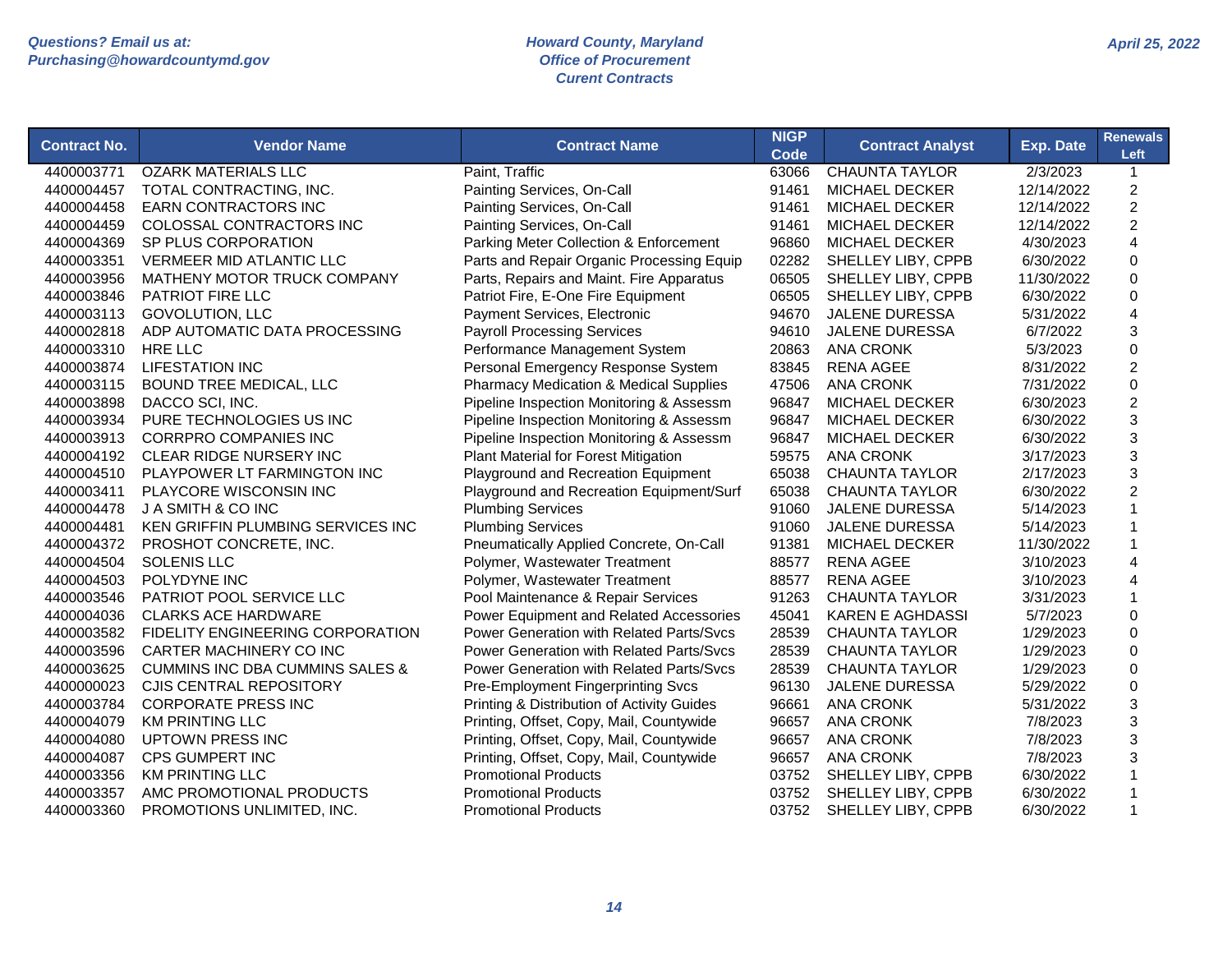| Contract No. | Vendor Name | Contract Name | NIGP Code | Contract Analyst | Exp. Date | Renewals Left |
|---|---|---|---|---|---|---|
| 4400003771 | OZARK MATERIALS LLC | Paint, Traffic | 63066 | CHAUNTA TAYLOR | 2/3/2023 | 1 |
| 4400004457 | TOTAL CONTRACTING, INC. | Painting Services, On-Call | 91461 | MICHAEL DECKER | 12/14/2022 | 2 |
| 4400004458 | EARN CONTRACTORS INC | Painting Services, On-Call | 91461 | MICHAEL DECKER | 12/14/2022 | 2 |
| 4400004459 | COLOSSAL CONTRACTORS INC | Painting Services, On-Call | 91461 | MICHAEL DECKER | 12/14/2022 | 2 |
| 4400004369 | SP PLUS CORPORATION | Parking Meter Collection & Enforcement | 96860 | MICHAEL DECKER | 4/30/2023 | 4 |
| 4400003351 | VERMEER MID ATLANTIC LLC | Parts and Repair Organic Processing Equip | 02282 | SHELLEY LIBY, CPPB | 6/30/2022 | 0 |
| 4400003956 | MATHENY MOTOR TRUCK COMPANY | Parts, Repairs and Maint. Fire Apparatus | 06505 | SHELLEY LIBY, CPPB | 11/30/2022 | 0 |
| 4400003846 | PATRIOT FIRE LLC | Patriot Fire, E-One Fire Equipment | 06505 | SHELLEY LIBY, CPPB | 6/30/2022 | 0 |
| 4400003113 | GOVOLUTION, LLC | Payment Services, Electronic | 94670 | JALENE DURESSA | 5/31/2022 | 4 |
| 4400002818 | ADP AUTOMATIC DATA PROCESSING | Payroll Processing Services | 94610 | JALENE DURESSA | 6/7/2022 | 3 |
| 4400003310 | HRE LLC | Performance Management System | 20863 | ANA CRONK | 5/3/2023 | 0 |
| 4400003874 | LIFESTATION INC | Personal Emergency Response System | 83845 | RENA AGEE | 8/31/2022 | 2 |
| 4400003115 | BOUND TREE MEDICAL, LLC | Pharmacy Medication & Medical Supplies | 47506 | ANA CRONK | 7/31/2022 | 0 |
| 4400003898 | DACCO SCI, INC. | Pipeline Inspection Monitoring & Assessm | 96847 | MICHAEL DECKER | 6/30/2023 | 2 |
| 4400003934 | PURE TECHNOLOGIES US INC | Pipeline Inspection Monitoring & Assessm | 96847 | MICHAEL DECKER | 6/30/2022 | 3 |
| 4400003913 | CORRPRO COMPANIES INC | Pipeline Inspection Monitoring & Assessm | 96847 | MICHAEL DECKER | 6/30/2022 | 3 |
| 4400004192 | CLEAR RIDGE NURSERY INC | Plant Material for Forest Mitigation | 59575 | ANA CRONK | 3/17/2023 | 3 |
| 4400004510 | PLAYPOWER LT FARMINGTON INC | Playground and Recreation Equipment | 65038 | CHAUNTA TAYLOR | 2/17/2023 | 3 |
| 4400003411 | PLAYCORE WISCONSIN INC | Playground and Recreation Equipment/Surf | 65038 | CHAUNTA TAYLOR | 6/30/2022 | 2 |
| 4400004478 | J A SMITH & CO INC | Plumbing Services | 91060 | JALENE DURESSA | 5/14/2023 | 1 |
| 4400004481 | KEN GRIFFIN PLUMBING SERVICES INC | Plumbing Services | 91060 | JALENE DURESSA | 5/14/2023 | 1 |
| 4400004372 | PROSHOT CONCRETE, INC. | Pneumatically Applied Concrete, On-Call | 91381 | MICHAEL DECKER | 11/30/2022 | 1 |
| 4400004504 | SOLENIS LLC | Polymer, Wastewater Treatment | 88577 | RENA AGEE | 3/10/2023 | 4 |
| 4400004503 | POLYDYNE INC | Polymer, Wastewater Treatment | 88577 | RENA AGEE | 3/10/2023 | 4 |
| 4400003546 | PATRIOT POOL SERVICE LLC | Pool Maintenance & Repair Services | 91263 | CHAUNTA TAYLOR | 3/31/2023 | 1 |
| 4400004036 | CLARKS ACE HARDWARE | Power Equipment and Related Accessories | 45041 | KAREN E AGHDASSI | 5/7/2023 | 0 |
| 4400003582 | FIDELITY ENGINEERING CORPORATION | Power Generation with Related Parts/Svcs | 28539 | CHAUNTA TAYLOR | 1/29/2023 | 0 |
| 4400003596 | CARTER MACHINERY CO INC | Power Generation with Related Parts/Svcs | 28539 | CHAUNTA TAYLOR | 1/29/2023 | 0 |
| 4400003625 | CUMMINS INC DBA CUMMINS SALES & | Power Generation with Related Parts/Svcs | 28539 | CHAUNTA TAYLOR | 1/29/2023 | 0 |
| 4400000023 | CJIS CENTRAL REPOSITORY | Pre-Employment Fingerprinting Svcs | 96130 | JALENE DURESSA | 5/29/2022 | 0 |
| 4400003784 | CORPORATE PRESS INC | Printing & Distribution of Activity Guides | 96661 | ANA CRONK | 5/31/2022 | 3 |
| 4400004079 | KM PRINTING LLC | Printing, Offset, Copy, Mail, Countywide | 96657 | ANA CRONK | 7/8/2023 | 3 |
| 4400004080 | UPTOWN PRESS INC | Printing, Offset, Copy, Mail, Countywide | 96657 | ANA CRONK | 7/8/2023 | 3 |
| 4400004087 | CPS GUMPERT INC | Printing, Offset, Copy, Mail, Countywide | 96657 | ANA CRONK | 7/8/2023 | 3 |
| 4400003356 | KM PRINTING LLC | Promotional Products | 03752 | SHELLEY LIBY, CPPB | 6/30/2022 | 1 |
| 4400003357 | AMC PROMOTIONAL PRODUCTS | Promotional Products | 03752 | SHELLEY LIBY, CPPB | 6/30/2022 | 1 |
| 4400003360 | PROMOTIONS UNLIMITED, INC. | Promotional Products | 03752 | SHELLEY LIBY, CPPB | 6/30/2022 | 1 |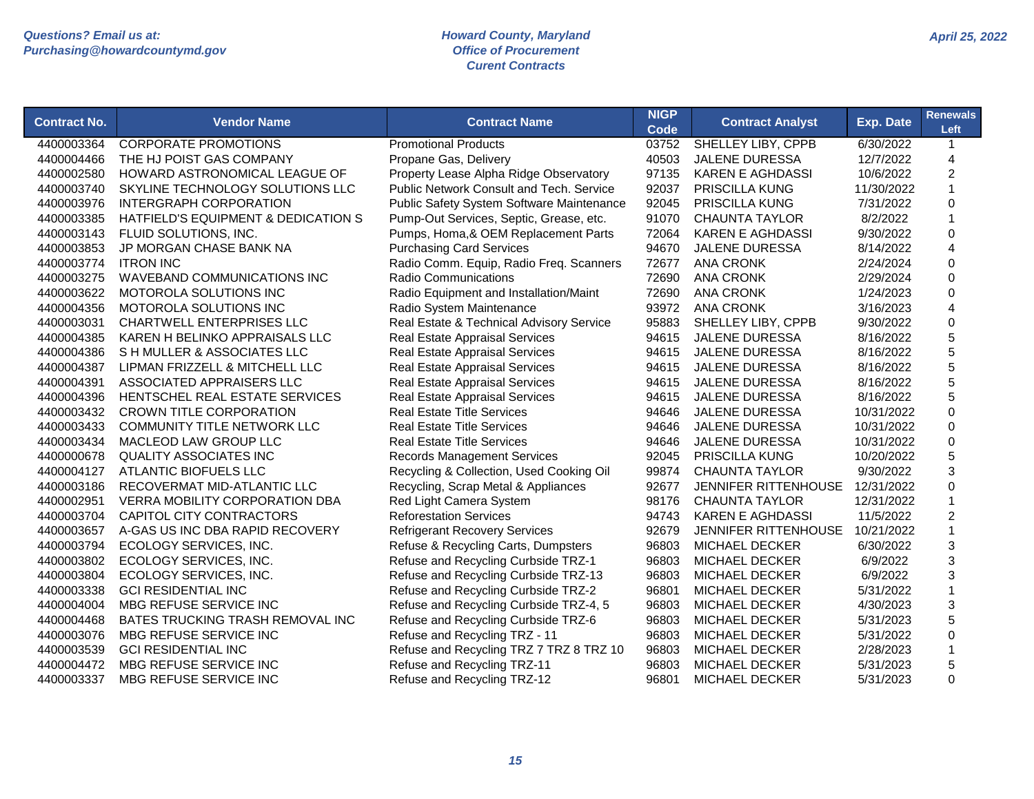Questions? Email us at:
Purchasing@howardcountymd.gov

Howard County, Maryland
Office of Procurement
Curent Contracts

April 25, 2022

| Contract No. | Vendor Name | Contract Name | NIGP Code | Contract Analyst | Exp. Date | Renewals Left |
|---|---|---|---|---|---|---|
| 4400003364 | CORPORATE PROMOTIONS | Promotional Products | 03752 | SHELLEY LIBY, CPPB | 6/30/2022 | 1 |
| 4400004466 | THE HJ POIST GAS COMPANY | Propane Gas, Delivery | 40503 | JALENE DURESSA | 12/7/2022 | 4 |
| 4400002580 | HOWARD ASTRONOMICAL LEAGUE OF | Property Lease Alpha Ridge Observatory | 97135 | KAREN E AGHDASSI | 10/6/2022 | 2 |
| 4400003740 | SKYLINE TECHNOLOGY SOLUTIONS LLC | Public Network Consult and Tech. Service | 92037 | PRISCILLA KUNG | 11/30/2022 | 1 |
| 4400003976 | INTERGRAPH CORPORATION | Public Safety System Software Maintenance | 92045 | PRISCILLA KUNG | 7/31/2022 | 0 |
| 4400003385 | HATFIELD'S EQUIPMENT & DEDICATION S | Pump-Out Services, Septic, Grease, etc. | 91070 | CHAUNTA TAYLOR | 8/2/2022 | 1 |
| 4400003143 | FLUID SOLUTIONS, INC. | Pumps, Homa,& OEM Replacement Parts | 72064 | KAREN E AGHDASSI | 9/30/2022 | 0 |
| 4400003853 | JP MORGAN CHASE BANK NA | Purchasing Card Services | 94670 | JALENE DURESSA | 8/14/2022 | 4 |
| 4400003774 | ITRON INC | Radio Comm. Equip, Radio Freq. Scanners | 72677 | ANA CRONK | 2/24/2024 | 0 |
| 4400003275 | WAVEBAND COMMUNICATIONS INC | Radio Communications | 72690 | ANA CRONK | 2/29/2024 | 0 |
| 4400003622 | MOTOROLA SOLUTIONS INC | Radio Equipment and Installation/Maint | 72690 | ANA CRONK | 1/24/2023 | 0 |
| 4400004356 | MOTOROLA SOLUTIONS INC | Radio System Maintenance | 93972 | ANA CRONK | 3/16/2023 | 4 |
| 4400003031 | CHARTWELL ENTERPRISES LLC | Real Estate & Technical Advisory Service | 95883 | SHELLEY LIBY, CPPB | 9/30/2022 | 0 |
| 4400004385 | KAREN H BELINKO APPRAISALS LLC | Real Estate Appraisal Services | 94615 | JALENE DURESSA | 8/16/2022 | 5 |
| 4400004386 | S H MULLER & ASSOCIATES LLC | Real Estate Appraisal Services | 94615 | JALENE DURESSA | 8/16/2022 | 5 |
| 4400004387 | LIPMAN FRIZZELL & MITCHELL LLC | Real Estate Appraisal Services | 94615 | JALENE DURESSA | 8/16/2022 | 5 |
| 4400004391 | ASSOCIATED APPRAISERS LLC | Real Estate Appraisal Services | 94615 | JALENE DURESSA | 8/16/2022 | 5 |
| 4400004396 | HENTSCHEL REAL ESTATE SERVICES | Real Estate Appraisal Services | 94615 | JALENE DURESSA | 8/16/2022 | 5 |
| 4400003432 | CROWN TITLE CORPORATION | Real Estate Title Services | 94646 | JALENE DURESSA | 10/31/2022 | 0 |
| 4400003433 | COMMUNITY TITLE NETWORK LLC | Real Estate Title Services | 94646 | JALENE DURESSA | 10/31/2022 | 0 |
| 4400003434 | MACLEOD LAW GROUP LLC | Real Estate Title Services | 94646 | JALENE DURESSA | 10/31/2022 | 0 |
| 4400000678 | QUALITY ASSOCIATES INC | Records Management Services | 92045 | PRISCILLA KUNG | 10/20/2022 | 5 |
| 4400004127 | ATLANTIC BIOFUELS LLC | Recycling & Collection, Used Cooking Oil | 99874 | CHAUNTA TAYLOR | 9/30/2022 | 3 |
| 4400003186 | RECOVERMAT MID-ATLANTIC LLC | Recycling, Scrap Metal & Appliances | 92677 | JENNIFER RITTENHOUSE | 12/31/2022 | 0 |
| 4400002951 | VERRA MOBILITY CORPORATION DBA | Red Light Camera System | 98176 | CHAUNTA TAYLOR | 12/31/2022 | 1 |
| 4400003704 | CAPITOL CITY CONTRACTORS | Reforestation Services | 94743 | KAREN E AGHDASSI | 11/5/2022 | 2 |
| 4400003657 | A-GAS US INC DBA RAPID RECOVERY | Refrigerant Recovery Services | 92679 | JENNIFER RITTENHOUSE | 10/21/2022 | 1 |
| 4400003794 | ECOLOGY SERVICES, INC. | Refuse & Recycling Carts, Dumpsters | 96803 | MICHAEL DECKER | 6/30/2022 | 3 |
| 4400003802 | ECOLOGY SERVICES, INC. | Refuse and Recycling Curbside TRZ-1 | 96803 | MICHAEL DECKER | 6/9/2022 | 3 |
| 4400003804 | ECOLOGY SERVICES, INC. | Refuse and Recycling Curbside TRZ-13 | 96803 | MICHAEL DECKER | 6/9/2022 | 3 |
| 4400003338 | GCI RESIDENTIAL INC | Refuse and Recycling Curbside TRZ-2 | 96801 | MICHAEL DECKER | 5/31/2022 | 1 |
| 4400004004 | MBG REFUSE SERVICE INC | Refuse and Recycling Curbside TRZ-4, 5 | 96803 | MICHAEL DECKER | 4/30/2023 | 3 |
| 4400004468 | BATES TRUCKING TRASH REMOVAL INC | Refuse and Recycling Curbside TRZ-6 | 96803 | MICHAEL DECKER | 5/31/2023 | 5 |
| 4400003076 | MBG REFUSE SERVICE INC | Refuse and Recycling TRZ - 11 | 96803 | MICHAEL DECKER | 5/31/2022 | 0 |
| 4400003539 | GCI RESIDENTIAL INC | Refuse and Recycling TRZ 7 TRZ 8 TRZ 10 | 96803 | MICHAEL DECKER | 2/28/2023 | 1 |
| 4400004472 | MBG REFUSE SERVICE INC | Refuse and Recycling TRZ-11 | 96803 | MICHAEL DECKER | 5/31/2023 | 5 |
| 4400003337 | MBG REFUSE SERVICE INC | Refuse and Recycling TRZ-12 | 96801 | MICHAEL DECKER | 5/31/2023 | 0 |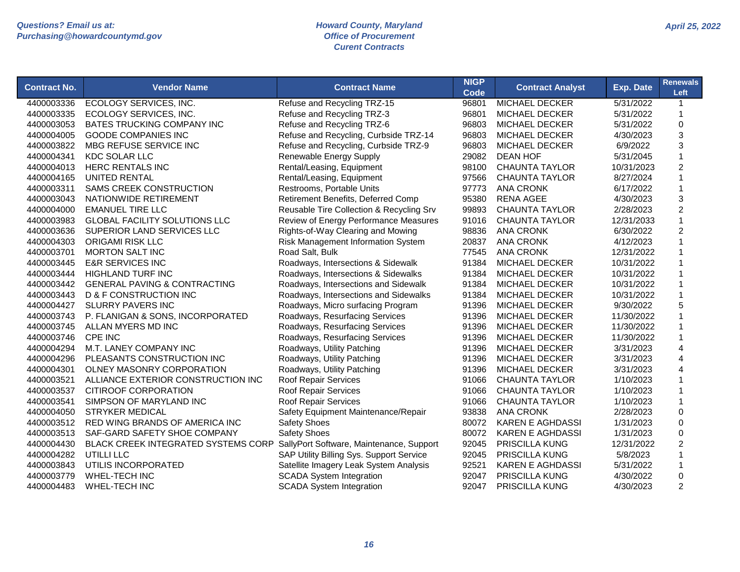Questions? Email us at:
Purchasing@howardcountymd.gov

**Howard County, Maryland**
**Office of Procurement**
**Curent Contracts**

April 25, 2022

| Contract No. | Vendor Name | Contract Name | NIGP Code | Contract Analyst | Exp. Date | Renewals Left |
|---|---|---|---|---|---|---|
| 4400003336 | ECOLOGY SERVICES, INC. | Refuse and Recycling TRZ-15 | 96801 | MICHAEL DECKER | 5/31/2022 | 1 |
| 4400003335 | ECOLOGY SERVICES, INC. | Refuse and Recycling TRZ-3 | 96801 | MICHAEL DECKER | 5/31/2022 | 1 |
| 4400003053 | BATES TRUCKING COMPANY INC | Refuse and Recycling TRZ-6 | 96803 | MICHAEL DECKER | 5/31/2022 | 0 |
| 4400004005 | GOODE COMPANIES INC | Refuse and Recycling, Curbside TRZ-14 | 96803 | MICHAEL DECKER | 4/30/2023 | 3 |
| 4400003822 | MBG REFUSE SERVICE INC | Refuse and Recycling, Curbside TRZ-9 | 96803 | MICHAEL DECKER | 6/9/2022 | 3 |
| 4400004341 | KDC SOLAR LLC | Renewable Energy Supply | 29082 | DEAN HOF | 5/31/2045 | 1 |
| 4400004013 | HERC RENTALS INC | Rental/Leasing, Equipment | 98100 | CHAUNTA TAYLOR | 10/31/2023 | 2 |
| 4400004165 | UNITED RENTAL | Rental/Leasing, Equipment | 97566 | CHAUNTA TAYLOR | 8/27/2024 | 1 |
| 4400003311 | SAMS CREEK CONSTRUCTION | Restrooms, Portable Units | 97773 | ANA CRONK | 6/17/2022 | 1 |
| 4400003043 | NATIONWIDE RETIREMENT | Retirement Benefits, Deferred Comp | 95380 | RENA AGEE | 4/30/2023 | 3 |
| 4400004000 | EMANUEL TIRE LLC | Reusable Tire Collection & Recycling Srv | 99893 | CHAUNTA TAYLOR | 2/28/2023 | 2 |
| 4400003983 | GLOBAL FACILITY SOLUTIONS LLC | Review of Energy Performance Measures | 91016 | CHAUNTA TAYLOR | 12/31/2033 | 1 |
| 4400003636 | SUPERIOR LAND SERVICES LLC | Rights-of-Way Clearing and Mowing | 98836 | ANA CRONK | 6/30/2022 | 2 |
| 4400004303 | ORIGAMI RISK LLC | Risk Management Information System | 20837 | ANA CRONK | 4/12/2023 | 1 |
| 4400003701 | MORTON SALT INC | Road Salt, Bulk | 77545 | ANA CRONK | 12/31/2022 | 1 |
| 4400003445 | E&R SERVICES INC | Roadways, Intersections & Sidewalk | 91384 | MICHAEL DECKER | 10/31/2022 | 1 |
| 4400003444 | HIGHLAND TURF INC | Roadways, Intersections & Sidewalks | 91384 | MICHAEL DECKER | 10/31/2022 | 1 |
| 4400003442 | GENERAL PAVING & CONTRACTING | Roadways, Intersections and Sidewalk | 91384 | MICHAEL DECKER | 10/31/2022 | 1 |
| 4400003443 | D & F CONSTRUCTION INC | Roadways, Intersections and Sidewalks | 91384 | MICHAEL DECKER | 10/31/2022 | 1 |
| 4400004427 | SLURRY PAVERS INC | Roadways, Micro surfacing Program | 91396 | MICHAEL DECKER | 9/30/2022 | 5 |
| 4400003743 | P. FLANIGAN & SONS, INCORPORATED | Roadways, Resurfacing Services | 91396 | MICHAEL DECKER | 11/30/2022 | 1 |
| 4400003745 | ALLAN MYERS MD INC | Roadways, Resurfacing Services | 91396 | MICHAEL DECKER | 11/30/2022 | 1 |
| 4400003746 | CPE INC | Roadways, Resurfacing Services | 91396 | MICHAEL DECKER | 11/30/2022 | 1 |
| 4400004294 | M.T. LANEY COMPANY INC | Roadways, Utility Patching | 91396 | MICHAEL DECKER | 3/31/2023 | 4 |
| 4400004296 | PLEASANTS CONSTRUCTION INC | Roadways, Utility Patching | 91396 | MICHAEL DECKER | 3/31/2023 | 4 |
| 4400004301 | OLNEY MASONRY CORPORATION | Roadways, Utility Patching | 91396 | MICHAEL DECKER | 3/31/2023 | 4 |
| 4400003521 | ALLIANCE EXTERIOR CONSTRUCTION INC | Roof Repair Services | 91066 | CHAUNTA TAYLOR | 1/10/2023 | 1 |
| 4400003537 | CITIROOF CORPORATION | Roof Repair Services | 91066 | CHAUNTA TAYLOR | 1/10/2023 | 1 |
| 4400003541 | SIMPSON OF MARYLAND INC | Roof Repair Services | 91066 | CHAUNTA TAYLOR | 1/10/2023 | 1 |
| 4400004050 | STRYKER MEDICAL | Safety Equipment Maintenance/Repair | 93838 | ANA CRONK | 2/28/2023 | 0 |
| 4400003512 | RED WING BRANDS OF AMERICA INC | Safety Shoes | 80072 | KAREN E AGHDASSI | 1/31/2023 | 0 |
| 4400003513 | SAF-GARD SAFETY SHOE COMPANY | Safety Shoes | 80072 | KAREN E AGHDASSI | 1/31/2023 | 0 |
| 4400004430 | BLACK CREEK INTEGRATED SYSTEMS CORP | SallyPort Software, Maintenance, Support | 92045 | PRISCILLA KUNG | 12/31/2022 | 2 |
| 4400004282 | UTILLI LLC | SAP Utility Billing Sys. Support Service | 92045 | PRISCILLA KUNG | 5/8/2023 | 1 |
| 4400003843 | UTILIS INCORPORATED | Satellite Imagery Leak System Analysis | 92521 | KAREN E AGHDASSI | 5/31/2022 | 1 |
| 4400003779 | WHEL-TECH INC | SCADA System Integration | 92047 | PRISCILLA KUNG | 4/30/2022 | 0 |
| 4400004483 | WHEL-TECH INC | SCADA System Integration | 92047 | PRISCILLA KUNG | 4/30/2023 | 2 |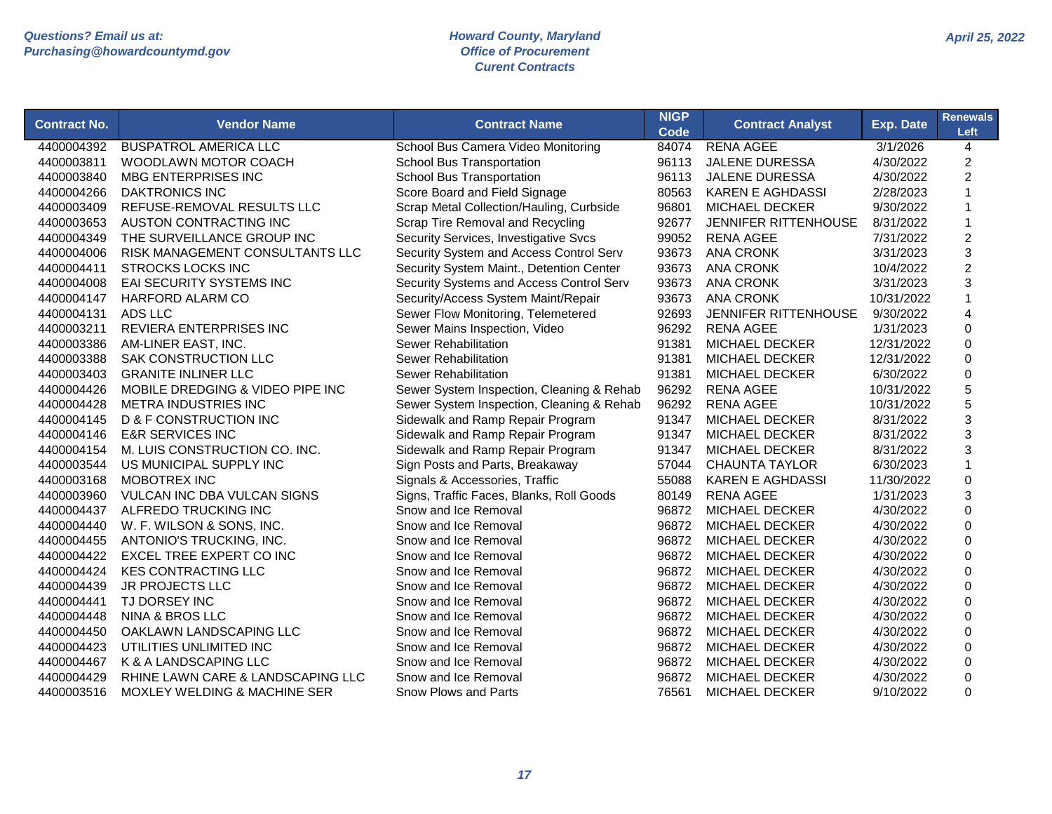Questions? Email us at:
Purchasing@howardcountymd.gov

Howard County, Maryland
Office of Procurement
Curent Contracts

April 25, 2022

| Contract No. | Vendor Name | Contract Name | NIGP Code | Contract Analyst | Exp. Date | Renewals Left |
|---|---|---|---|---|---|---|
| 4400004392 | BUSPATROL AMERICA LLC | School Bus Camera Video Monitoring | 84074 | RENA AGEE | 3/1/2026 | 4 |
| 4400003811 | WOODLAWN MOTOR COACH | School Bus Transportation | 96113 | JALENE DURESSA | 4/30/2022 | 2 |
| 4400003840 | MBG ENTERPRISES INC | School Bus Transportation | 96113 | JALENE DURESSA | 4/30/2022 | 2 |
| 4400004266 | DAKTRONICS INC | Score Board and Field Signage | 80563 | KAREN E AGHDASSI | 2/28/2023 | 1 |
| 4400003409 | REFUSE-REMOVAL RESULTS LLC | Scrap Metal Collection/Hauling, Curbside | 96801 | MICHAEL DECKER | 9/30/2022 | 1 |
| 4400003653 | AUSTON CONTRACTING INC | Scrap Tire Removal and Recycling | 92677 | JENNIFER RITTENHOUSE | 8/31/2022 | 1 |
| 4400004349 | THE SURVEILLANCE GROUP INC | Security Services, Investigative Svcs | 99052 | RENA AGEE | 7/31/2022 | 2 |
| 4400004006 | RISK MANAGEMENT CONSULTANTS LLC | Security System and Access Control Serv | 93673 | ANA CRONK | 3/31/2023 | 3 |
| 4400004411 | STROCKS LOCKS INC | Security System Maint., Detention Center | 93673 | ANA CRONK | 10/4/2022 | 2 |
| 4400004008 | EAI SECURITY SYSTEMS INC | Security Systems and Access Control Serv | 93673 | ANA CRONK | 3/31/2023 | 3 |
| 4400004147 | HARFORD ALARM CO | Security/Access System Maint/Repair | 93673 | ANA CRONK | 10/31/2022 | 1 |
| 4400004131 | ADS LLC | Sewer Flow Monitoring, Telemetered | 92693 | JENNIFER RITTENHOUSE | 9/30/2022 | 4 |
| 4400003211 | REVIERA ENTERPRISES INC | Sewer Mains Inspection, Video | 96292 | RENA AGEE | 1/31/2023 | 0 |
| 4400003386 | AM-LINER EAST, INC. | Sewer Rehabilitation | 91381 | MICHAEL DECKER | 12/31/2022 | 0 |
| 4400003388 | SAK CONSTRUCTION LLC | Sewer Rehabilitation | 91381 | MICHAEL DECKER | 12/31/2022 | 0 |
| 4400003403 | GRANITE INLINER LLC | Sewer Rehabilitation | 91381 | MICHAEL DECKER | 6/30/2022 | 0 |
| 4400004426 | MOBILE DREDGING & VIDEO PIPE INC | Sewer System Inspection, Cleaning & Rehab | 96292 | RENA AGEE | 10/31/2022 | 5 |
| 4400004428 | METRA INDUSTRIES INC | Sewer System Inspection, Cleaning & Rehab | 96292 | RENA AGEE | 10/31/2022 | 5 |
| 4400004145 | D & F CONSTRUCTION INC | Sidewalk and Ramp Repair Program | 91347 | MICHAEL DECKER | 8/31/2022 | 3 |
| 4400004146 | E&R SERVICES INC | Sidewalk and Ramp Repair Program | 91347 | MICHAEL DECKER | 8/31/2022 | 3 |
| 4400004154 | M. LUIS CONSTRUCTION CO. INC. | Sidewalk and Ramp Repair Program | 91347 | MICHAEL DECKER | 8/31/2022 | 3 |
| 4400003544 | US MUNICIPAL SUPPLY INC | Sign Posts and Parts, Breakaway | 57044 | CHAUNTA TAYLOR | 6/30/2023 | 1 |
| 4400003168 | MOBOTREX INC | Signals & Accessories, Traffic | 55088 | KAREN E AGHDASSI | 11/30/2022 | 0 |
| 4400003960 | VULCAN INC DBA VULCAN SIGNS | Signs, Traffic Faces, Blanks, Roll Goods | 80149 | RENA AGEE | 1/31/2023 | 3 |
| 4400004437 | ALFREDO TRUCKING INC | Snow and Ice Removal | 96872 | MICHAEL DECKER | 4/30/2022 | 0 |
| 4400004440 | W. F. WILSON & SONS, INC. | Snow and Ice Removal | 96872 | MICHAEL DECKER | 4/30/2022 | 0 |
| 4400004455 | ANTONIO'S TRUCKING, INC. | Snow and Ice Removal | 96872 | MICHAEL DECKER | 4/30/2022 | 0 |
| 4400004422 | EXCEL TREE EXPERT CO INC | Snow and Ice Removal | 96872 | MICHAEL DECKER | 4/30/2022 | 0 |
| 4400004424 | KES CONTRACTING LLC | Snow and Ice Removal | 96872 | MICHAEL DECKER | 4/30/2022 | 0 |
| 4400004439 | JR PROJECTS LLC | Snow and Ice Removal | 96872 | MICHAEL DECKER | 4/30/2022 | 0 |
| 4400004441 | TJ DORSEY INC | Snow and Ice Removal | 96872 | MICHAEL DECKER | 4/30/2022 | 0 |
| 4400004448 | NINA & BROS LLC | Snow and Ice Removal | 96872 | MICHAEL DECKER | 4/30/2022 | 0 |
| 4400004450 | OAKLAWN LANDSCAPING LLC | Snow and Ice Removal | 96872 | MICHAEL DECKER | 4/30/2022 | 0 |
| 4400004423 | UTILITIES UNLIMITED INC | Snow and Ice Removal | 96872 | MICHAEL DECKER | 4/30/2022 | 0 |
| 4400004467 | K & A LANDSCAPING LLC | Snow and Ice Removal | 96872 | MICHAEL DECKER | 4/30/2022 | 0 |
| 4400004429 | RHINE LAWN CARE & LANDSCAPING LLC | Snow and Ice Removal | 96872 | MICHAEL DECKER | 4/30/2022 | 0 |
| 4400003516 | MOXLEY WELDING & MACHINE SER | Snow Plows and Parts | 76561 | MICHAEL DECKER | 9/10/2022 | 0 |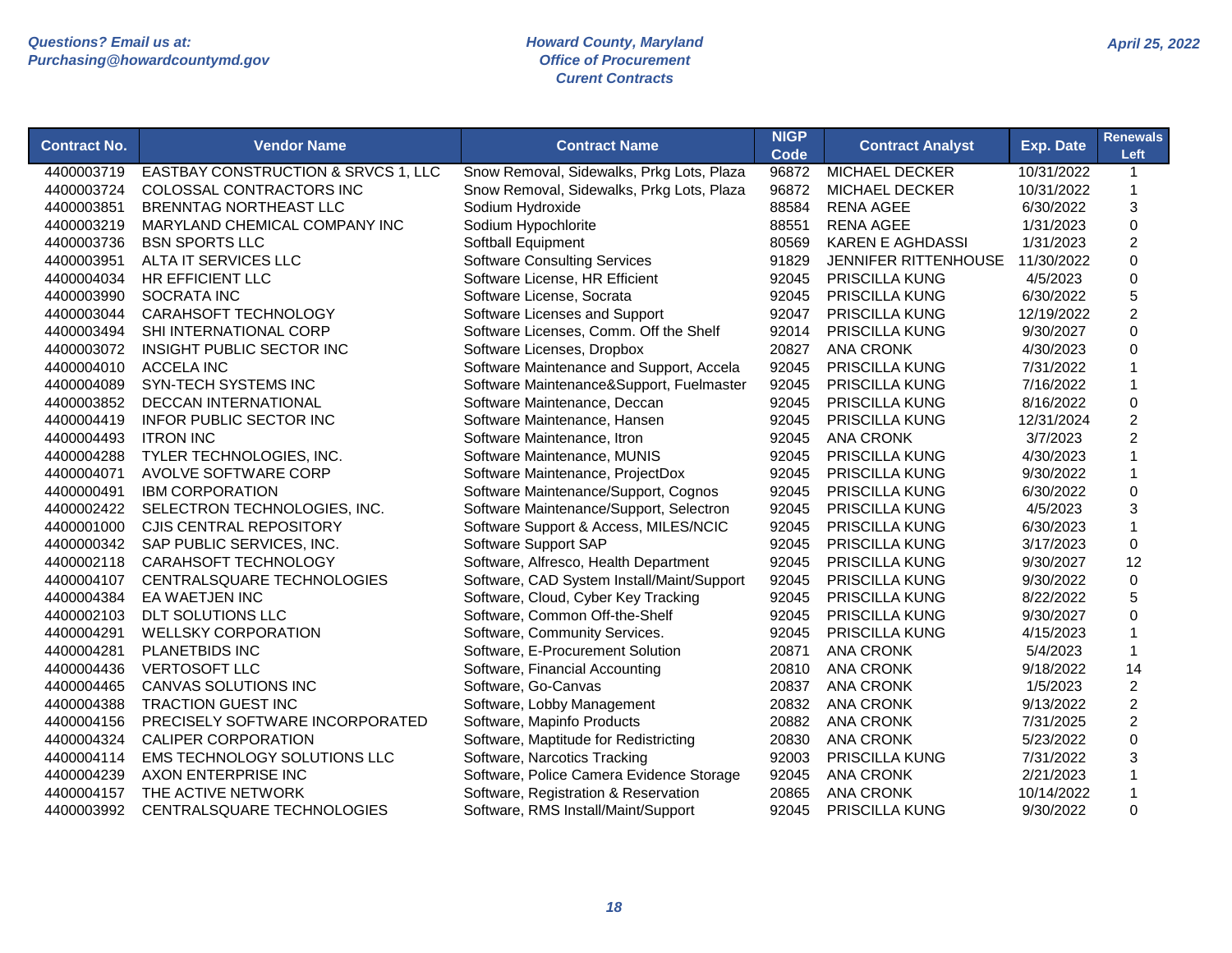| Contract No. | Vendor Name | Contract Name | NIGP Code | Contract Analyst | Exp. Date | Renewals Left |
|---|---|---|---|---|---|---|
| 4400003719 | EASTBAY CONSTRUCTION & SRVCS 1, LLC | Snow Removal, Sidewalks, Prkg Lots, Plaza | 96872 | MICHAEL DECKER | 10/31/2022 | 1 |
| 4400003724 | COLOSSAL CONTRACTORS INC | Snow Removal, Sidewalks, Prkg Lots, Plaza | 96872 | MICHAEL DECKER | 10/31/2022 | 1 |
| 4400003851 | BRENNTAG NORTHEAST LLC | Sodium Hydroxide | 88584 | RENA AGEE | 6/30/2022 | 3 |
| 4400003219 | MARYLAND CHEMICAL COMPANY INC | Sodium Hypochlorite | 88551 | RENA AGEE | 1/31/2023 | 0 |
| 4400003736 | BSN SPORTS LLC | Softball Equipment | 80569 | KAREN E AGHDASSI | 1/31/2023 | 2 |
| 4400003951 | ALTA IT SERVICES LLC | Software Consulting Services | 91829 | JENNIFER RITTENHOUSE | 11/30/2022 | 0 |
| 4400004034 | HR EFFICIENT LLC | Software License, HR Efficient | 92045 | PRISCILLA KUNG | 4/5/2023 | 0 |
| 4400003990 | SOCRATA INC | Software License, Socrata | 92045 | PRISCILLA KUNG | 6/30/2022 | 5 |
| 4400003044 | CARAHSOFT TECHNOLOGY | Software Licenses and Support | 92047 | PRISCILLA KUNG | 12/19/2022 | 2 |
| 4400003494 | SHI INTERNATIONAL CORP | Software Licenses, Comm. Off the Shelf | 92014 | PRISCILLA KUNG | 9/30/2027 | 0 |
| 4400003072 | INSIGHT PUBLIC SECTOR INC | Software Licenses, Dropbox | 20827 | ANA CRONK | 4/30/2023 | 0 |
| 4400004010 | ACCELA INC | Software Maintenance and Support, Accela | 92045 | PRISCILLA KUNG | 7/31/2022 | 1 |
| 4400004089 | SYN-TECH SYSTEMS INC | Software Maintenance&Support, Fuelmaster | 92045 | PRISCILLA KUNG | 7/16/2022 | 1 |
| 4400003852 | DECCAN INTERNATIONAL | Software Maintenance, Deccan | 92045 | PRISCILLA KUNG | 8/16/2022 | 0 |
| 4400004419 | INFOR PUBLIC SECTOR INC | Software Maintenance, Hansen | 92045 | PRISCILLA KUNG | 12/31/2024 | 2 |
| 4400004493 | ITRON INC | Software Maintenance, Itron | 92045 | ANA CRONK | 3/7/2023 | 2 |
| 4400004288 | TYLER TECHNOLOGIES, INC. | Software Maintenance, MUNIS | 92045 | PRISCILLA KUNG | 4/30/2023 | 1 |
| 4400004071 | AVOLVE SOFTWARE CORP | Software Maintenance, ProjectDox | 92045 | PRISCILLA KUNG | 9/30/2022 | 1 |
| 4400000491 | IBM CORPORATION | Software Maintenance/Support, Cognos | 92045 | PRISCILLA KUNG | 6/30/2022 | 0 |
| 4400002422 | SELECTRON TECHNOLOGIES, INC. | Software Maintenance/Support, Selectron | 92045 | PRISCILLA KUNG | 4/5/2023 | 3 |
| 4400001000 | CJIS CENTRAL REPOSITORY | Software Support & Access, MILES/NCIC | 92045 | PRISCILLA KUNG | 6/30/2023 | 1 |
| 4400000342 | SAP PUBLIC SERVICES, INC. | Software Support SAP | 92045 | PRISCILLA KUNG | 3/17/2023 | 0 |
| 4400002118 | CARAHSOFT TECHNOLOGY | Software, Alfresco, Health Department | 92045 | PRISCILLA KUNG | 9/30/2027 | 12 |
| 4400004107 | CENTRALSQUARE TECHNOLOGIES | Software, CAD System Install/Maint/Support | 92045 | PRISCILLA KUNG | 9/30/2022 | 0 |
| 4400004384 | EA WAETJEN INC | Software, Cloud, Cyber Key Tracking | 92045 | PRISCILLA KUNG | 8/22/2022 | 5 |
| 4400002103 | DLT SOLUTIONS LLC | Software, Common Off-the-Shelf | 92045 | PRISCILLA KUNG | 9/30/2027 | 0 |
| 4400004291 | WELLSKY CORPORATION | Software, Community Services. | 92045 | PRISCILLA KUNG | 4/15/2023 | 1 |
| 4400004281 | PLANETBIDS INC | Software, E-Procurement Solution | 20871 | ANA CRONK | 5/4/2023 | 1 |
| 4400004436 | VERTOSOFT LLC | Software, Financial Accounting | 20810 | ANA CRONK | 9/18/2022 | 14 |
| 4400004465 | CANVAS SOLUTIONS INC | Software, Go-Canvas | 20837 | ANA CRONK | 1/5/2023 | 2 |
| 4400004388 | TRACTION GUEST INC | Software, Lobby Management | 20832 | ANA CRONK | 9/13/2022 | 2 |
| 4400004156 | PRECISELY SOFTWARE INCORPORATED | Software, Mapinfo Products | 20882 | ANA CRONK | 7/31/2025 | 2 |
| 4400004324 | CALIPER CORPORATION | Software, Maptitude for Redistricting | 20830 | ANA CRONK | 5/23/2022 | 0 |
| 4400004114 | EMS TECHNOLOGY SOLUTIONS LLC | Software, Narcotics Tracking | 92003 | PRISCILLA KUNG | 7/31/2022 | 3 |
| 4400004239 | AXON ENTERPRISE INC | Software, Police Camera Evidence Storage | 92045 | ANA CRONK | 2/21/2023 | 1 |
| 4400004157 | THE ACTIVE NETWORK | Software, Registration & Reservation | 20865 | ANA CRONK | 10/14/2022 | 1 |
| 4400003992 | CENTRALSQUARE TECHNOLOGIES | Software, RMS Install/Maint/Support | 92045 | PRISCILLA KUNG | 9/30/2022 | 0 |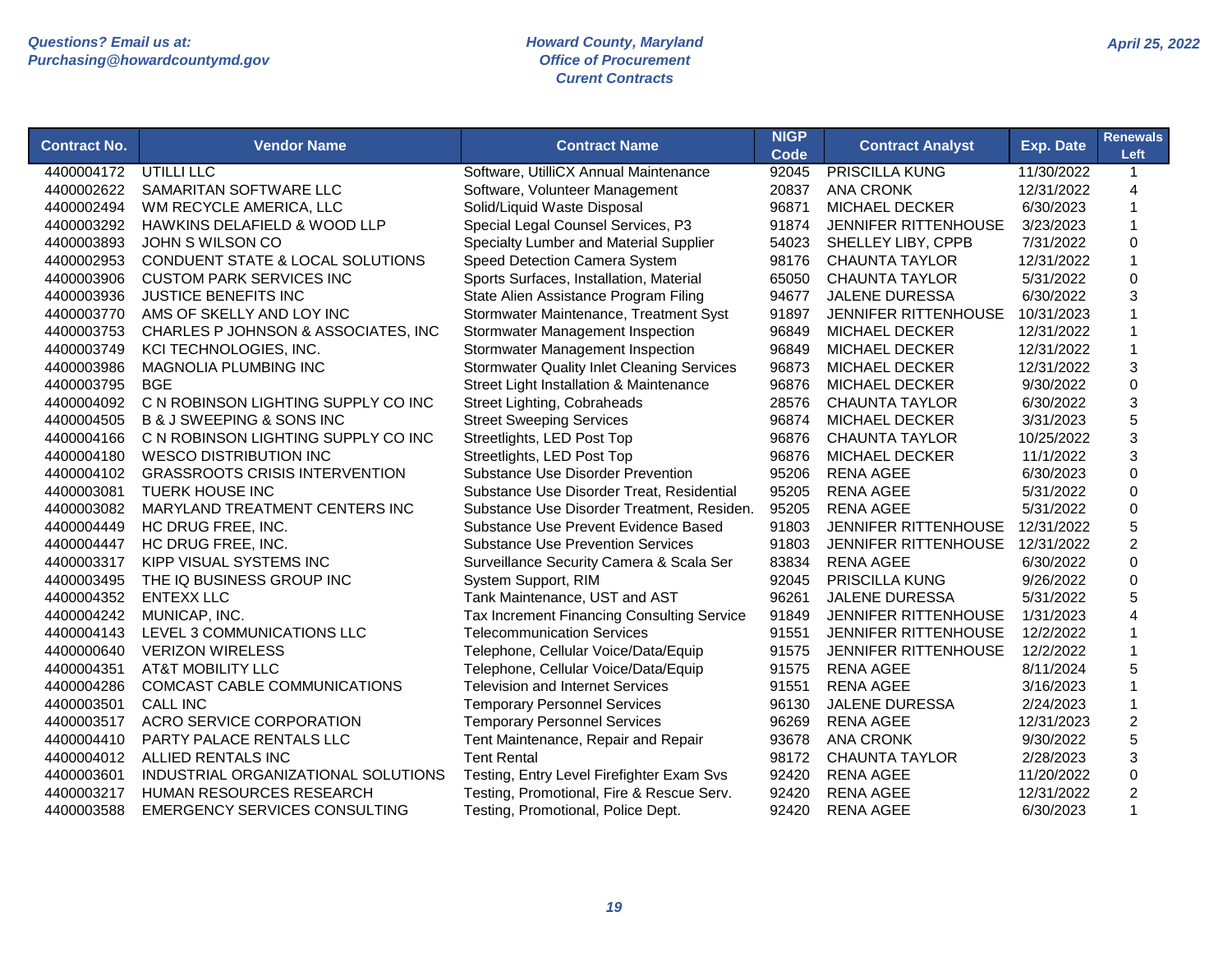Questions? Email us at:
Purchasing@howardcountymd.gov

**Howard County, Maryland**
**Office of Procurement**
**Curent Contracts**

April 25, 2022

| Contract No. | Vendor Name | Contract Name | NIGP Code | Contract Analyst | Exp. Date | Renewals Left |
|---|---|---|---|---|---|---|
| 4400004172 | UTILLI LLC | Software, UtilliCX Annual Maintenance | 92045 | PRISCILLA KUNG | 11/30/2022 | 1 |
| 4400002622 | SAMARITAN SOFTWARE LLC | Software, Volunteer Management | 20837 | ANA CRONK | 12/31/2022 | 4 |
| 4400002494 | WM RECYCLE AMERICA, LLC | Solid/Liquid Waste Disposal | 96871 | MICHAEL DECKER | 6/30/2023 | 1 |
| 4400003292 | HAWKINS DELAFIELD & WOOD LLP | Special Legal Counsel Services, P3 | 91874 | JENNIFER RITTENHOUSE | 3/23/2023 | 1 |
| 4400003893 | JOHN S WILSON CO | Specialty Lumber and Material Supplier | 54023 | SHELLEY LIBY, CPPB | 7/31/2022 | 0 |
| 4400002953 | CONDUENT STATE & LOCAL SOLUTIONS | Speed Detection Camera System | 98176 | CHAUNTA TAYLOR | 12/31/2022 | 1 |
| 4400003906 | CUSTOM PARK SERVICES INC | Sports Surfaces, Installation, Material | 65050 | CHAUNTA TAYLOR | 5/31/2022 | 0 |
| 4400003936 | JUSTICE BENEFITS INC | State Alien Assistance Program Filing | 94677 | JALENE DURESSA | 6/30/2022 | 3 |
| 4400003770 | AMS OF SKELLY AND LOY INC | Stormwater Maintenance, Treatment Syst | 91897 | JENNIFER RITTENHOUSE | 10/31/2023 | 1 |
| 4400003753 | CHARLES P JOHNSON & ASSOCIATES, INC | Stormwater Management Inspection | 96849 | MICHAEL DECKER | 12/31/2022 | 1 |
| 4400003749 | KCI TECHNOLOGIES, INC. | Stormwater Management Inspection | 96849 | MICHAEL DECKER | 12/31/2022 | 1 |
| 4400003986 | MAGNOLIA PLUMBING INC | Stormwater Quality Inlet Cleaning Services | 96873 | MICHAEL DECKER | 12/31/2022 | 3 |
| 4400003795 | BGE | Street Light Installation & Maintenance | 96876 | MICHAEL DECKER | 9/30/2022 | 0 |
| 4400004092 | C N ROBINSON LIGHTING SUPPLY CO INC | Street Lighting, Cobraheads | 28576 | CHAUNTA TAYLOR | 6/30/2022 | 3 |
| 4400004505 | B & J SWEEPING & SONS INC | Street Sweeping Services | 96874 | MICHAEL DECKER | 3/31/2023 | 5 |
| 4400004166 | C N ROBINSON LIGHTING SUPPLY CO INC | Streetlights, LED Post Top | 96876 | CHAUNTA TAYLOR | 10/25/2022 | 3 |
| 4400004180 | WESCO DISTRIBUTION INC | Streetlights, LED Post Top | 96876 | MICHAEL DECKER | 11/1/2022 | 3 |
| 4400004102 | GRASSROOTS CRISIS INTERVENTION | Substance Use Disorder Prevention | 95206 | RENA AGEE | 6/30/2023 | 0 |
| 4400003081 | TUERK HOUSE INC | Substance Use Disorder Treat, Residential | 95205 | RENA AGEE | 5/31/2022 | 0 |
| 4400003082 | MARYLAND TREATMENT CENTERS INC | Substance Use Disorder Treatment, Residen. | 95205 | RENA AGEE | 5/31/2022 | 0 |
| 4400004449 | HC DRUG FREE, INC. | Substance Use Prevent Evidence Based | 91803 | JENNIFER RITTENHOUSE | 12/31/2022 | 5 |
| 4400004447 | HC DRUG FREE, INC. | Substance Use Prevention Services | 91803 | JENNIFER RITTENHOUSE | 12/31/2022 | 2 |
| 4400003317 | KIPP VISUAL SYSTEMS INC | Surveillance Security Camera & Scala Ser | 83834 | RENA AGEE | 6/30/2022 | 0 |
| 4400003495 | THE IQ BUSINESS GROUP INC | System Support, RIM | 92045 | PRISCILLA KUNG | 9/26/2022 | 0 |
| 4400004352 | ENTEXX LLC | Tank Maintenance, UST and AST | 96261 | JALENE DURESSA | 5/31/2022 | 5 |
| 4400004242 | MUNICAP, INC. | Tax Increment Financing Consulting Service | 91849 | JENNIFER RITTENHOUSE | 1/31/2023 | 4 |
| 4400004143 | LEVEL 3 COMMUNICATIONS LLC | Telecommunication Services | 91551 | JENNIFER RITTENHOUSE | 12/2/2022 | 1 |
| 4400000640 | VERIZON WIRELESS | Telephone, Cellular Voice/Data/Equip | 91575 | JENNIFER RITTENHOUSE | 12/2/2022 | 1 |
| 4400004351 | AT&T MOBILITY LLC | Telephone, Cellular Voice/Data/Equip | 91575 | RENA AGEE | 8/11/2024 | 5 |
| 4400004286 | COMCAST CABLE COMMUNICATIONS | Television and Internet Services | 91551 | RENA AGEE | 3/16/2023 | 1 |
| 4400003501 | CALL INC | Temporary Personnel Services | 96130 | JALENE DURESSA | 2/24/2023 | 1 |
| 4400003517 | ACRO SERVICE CORPORATION | Temporary Personnel Services | 96269 | RENA AGEE | 12/31/2023 | 2 |
| 4400004410 | PARTY PALACE RENTALS LLC | Tent Maintenance, Repair and Repair | 93678 | ANA CRONK | 9/30/2022 | 5 |
| 4400004012 | ALLIED RENTALS INC | Tent Rental | 98172 | CHAUNTA TAYLOR | 2/28/2023 | 3 |
| 4400003601 | INDUSTRIAL ORGANIZATIONAL SOLUTIONS | Testing, Entry Level Firefighter Exam Svs | 92420 | RENA AGEE | 11/20/2022 | 0 |
| 4400003217 | HUMAN RESOURCES RESEARCH | Testing, Promotional, Fire & Rescue Serv. | 92420 | RENA AGEE | 12/31/2022 | 2 |
| 4400003588 | EMERGENCY SERVICES CONSULTING | Testing, Promotional, Police Dept. | 92420 | RENA AGEE | 6/30/2023 | 1 |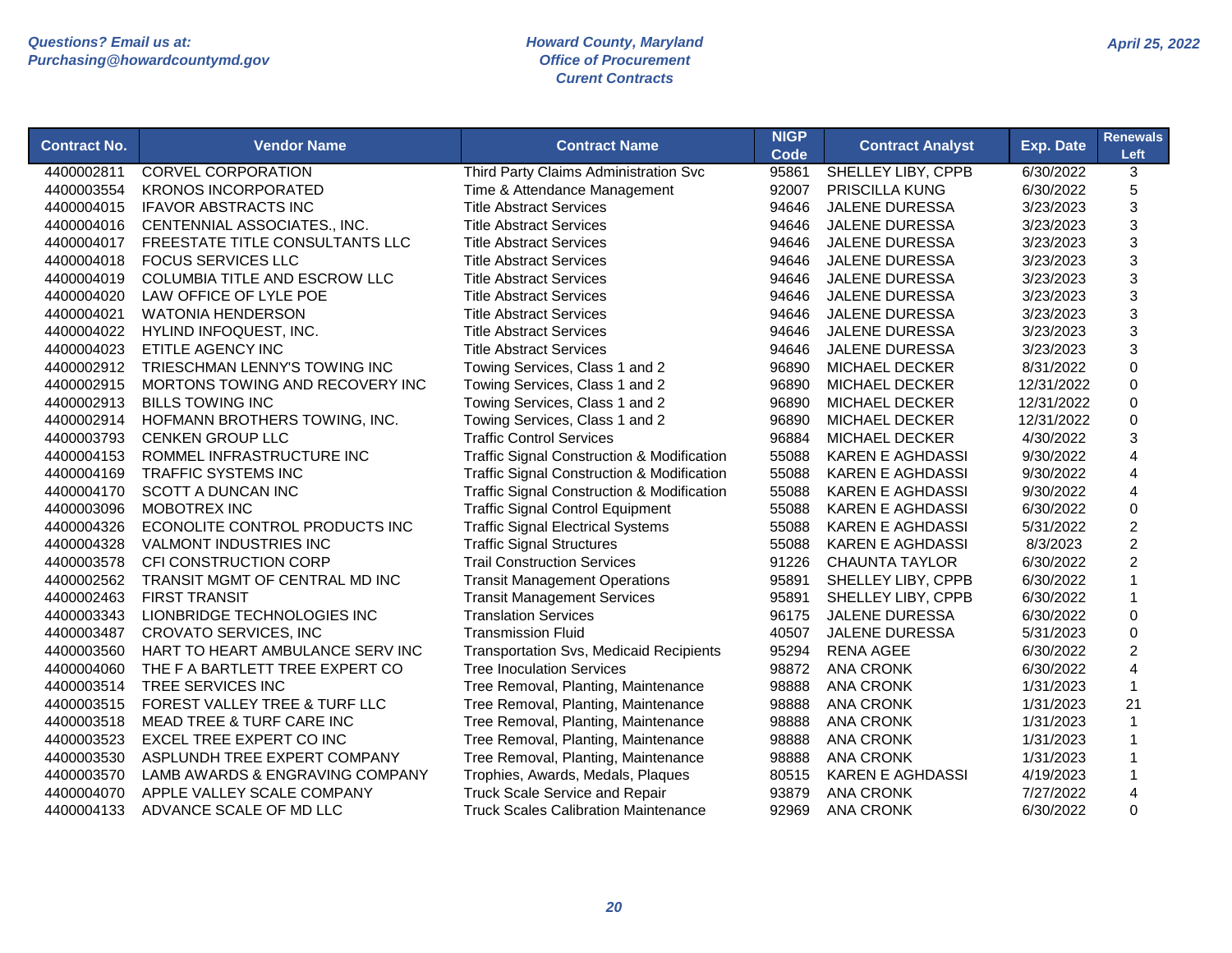Questions? Email us at:
Purchasing@howardcountymd.gov

**Howard County, Maryland**
**Office of Procurement**
**Curent Contracts**

April 25, 2022

| Contract No. | Vendor Name | Contract Name | NIGP Code | Contract Analyst | Exp. Date | Renewals Left |
|---|---|---|---|---|---|---|
| 4400002811 | CORVEL CORPORATION | Third Party Claims Administration Svc | 95861 | SHELLEY LIBY, CPPB | 6/30/2022 | 3 |
| 4400003554 | KRONOS INCORPORATED | Time & Attendance Management | 92007 | PRISCILLA KUNG | 6/30/2022 | 5 |
| 4400004015 | IFAVOR ABSTRACTS INC | Title Abstract Services | 94646 | JALENE DURESSA | 3/23/2023 | 3 |
| 4400004016 | CENTENNIAL ASSOCIATES., INC. | Title Abstract Services | 94646 | JALENE DURESSA | 3/23/2023 | 3 |
| 4400004017 | FREESTATE TITLE CONSULTANTS LLC | Title Abstract Services | 94646 | JALENE DURESSA | 3/23/2023 | 3 |
| 4400004018 | FOCUS SERVICES LLC | Title Abstract Services | 94646 | JALENE DURESSA | 3/23/2023 | 3 |
| 4400004019 | COLUMBIA TITLE AND ESCROW LLC | Title Abstract Services | 94646 | JALENE DURESSA | 3/23/2023 | 3 |
| 4400004020 | LAW OFFICE OF LYLE POE | Title Abstract Services | 94646 | JALENE DURESSA | 3/23/2023 | 3 |
| 4400004021 | WATONIA HENDERSON | Title Abstract Services | 94646 | JALENE DURESSA | 3/23/2023 | 3 |
| 4400004022 | HYLIND INFOQUEST, INC. | Title Abstract Services | 94646 | JALENE DURESSA | 3/23/2023 | 3 |
| 4400004023 | ETITLE AGENCY INC | Title Abstract Services | 94646 | JALENE DURESSA | 3/23/2023 | 3 |
| 4400002912 | TRIESCHMAN LENNY'S TOWING INC | Towing Services, Class 1 and 2 | 96890 | MICHAEL DECKER | 8/31/2022 | 0 |
| 4400002915 | MORTONS TOWING AND RECOVERY INC | Towing Services, Class 1 and 2 | 96890 | MICHAEL DECKER | 12/31/2022 | 0 |
| 4400002913 | BILLS TOWING INC | Towing Services, Class 1 and 2 | 96890 | MICHAEL DECKER | 12/31/2022 | 0 |
| 4400002914 | HOFMANN BROTHERS TOWING, INC. | Towing Services, Class 1 and 2 | 96890 | MICHAEL DECKER | 12/31/2022 | 0 |
| 4400003793 | CENKEN GROUP LLC | Traffic Control Services | 96884 | MICHAEL DECKER | 4/30/2022 | 3 |
| 4400004153 | ROMMEL INFRASTRUCTURE INC | Traffic Signal Construction & Modification | 55088 | KAREN E AGHDASSI | 9/30/2022 | 4 |
| 4400004169 | TRAFFIC SYSTEMS INC | Traffic Signal Construction & Modification | 55088 | KAREN E AGHDASSI | 9/30/2022 | 4 |
| 4400004170 | SCOTT A DUNCAN INC | Traffic Signal Construction & Modification | 55088 | KAREN E AGHDASSI | 9/30/2022 | 4 |
| 4400003096 | MOBOTREX INC | Traffic Signal Control Equipment | 55088 | KAREN E AGHDASSI | 6/30/2022 | 0 |
| 4400004326 | ECONOLITE CONTROL PRODUCTS INC | Traffic Signal Electrical Systems | 55088 | KAREN E AGHDASSI | 5/31/2022 | 2 |
| 4400004328 | VALMONT INDUSTRIES INC | Traffic Signal Structures | 55088 | KAREN E AGHDASSI | 8/3/2023 | 2 |
| 4400003578 | CFI CONSTRUCTION CORP | Trail Construction Services | 91226 | CHAUNTA TAYLOR | 6/30/2022 | 2 |
| 4400002562 | TRANSIT MGMT OF CENTRAL MD INC | Transit Management Operations | 95891 | SHELLEY LIBY, CPPB | 6/30/2022 | 1 |
| 4400002463 | FIRST TRANSIT | Transit Management Services | 95891 | SHELLEY LIBY, CPPB | 6/30/2022 | 1 |
| 4400003343 | LIONBRIDGE TECHNOLOGIES INC | Translation Services | 96175 | JALENE DURESSA | 6/30/2022 | 0 |
| 4400003487 | CROVATO SERVICES, INC | Transmission Fluid | 40507 | JALENE DURESSA | 5/31/2023 | 0 |
| 4400003560 | HART TO HEART AMBULANCE SERV INC | Transportation Svs, Medicaid Recipients | 95294 | RENA AGEE | 6/30/2022 | 2 |
| 4400004060 | THE F A BARTLETT TREE EXPERT CO | Tree Inoculation Services | 98872 | ANA CRONK | 6/30/2022 | 4 |
| 4400003514 | TREE SERVICES INC | Tree Removal, Planting, Maintenance | 98888 | ANA CRONK | 1/31/2023 | 1 |
| 4400003515 | FOREST VALLEY TREE & TURF LLC | Tree Removal, Planting, Maintenance | 98888 | ANA CRONK | 1/31/2023 | 21 |
| 4400003518 | MEAD TREE & TURF CARE INC | Tree Removal, Planting, Maintenance | 98888 | ANA CRONK | 1/31/2023 | 1 |
| 4400003523 | EXCEL TREE EXPERT CO INC | Tree Removal, Planting, Maintenance | 98888 | ANA CRONK | 1/31/2023 | 1 |
| 4400003530 | ASPLUNDH TREE EXPERT COMPANY | Tree Removal, Planting, Maintenance | 98888 | ANA CRONK | 1/31/2023 | 1 |
| 4400003570 | LAMB AWARDS & ENGRAVING COMPANY | Trophies, Awards, Medals, Plaques | 80515 | KAREN E AGHDASSI | 4/19/2023 | 1 |
| 4400004070 | APPLE VALLEY SCALE COMPANY | Truck Scale Service and Repair | 93879 | ANA CRONK | 7/27/2022 | 4 |
| 4400004133 | ADVANCE SCALE OF MD LLC | Truck Scales Calibration Maintenance | 92969 | ANA CRONK | 6/30/2022 | 0 |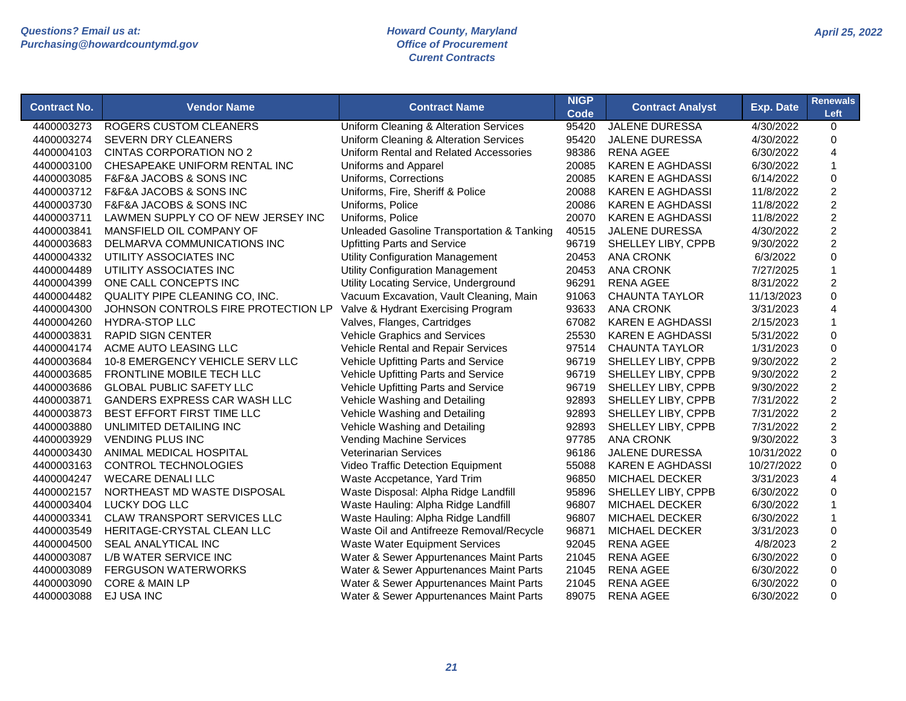| Contract No. | Vendor Name | Contract Name | NIGP Code | Contract Analyst | Exp. Date | Renewals Left |
|---|---|---|---|---|---|---|
| 4400003273 | ROGERS CUSTOM CLEANERS | Uniform Cleaning & Alteration Services | 95420 | JALENE DURESSA | 4/30/2022 | 0 |
| 4400003274 | SEVERN DRY CLEANERS | Uniform Cleaning & Alteration Services | 95420 | JALENE DURESSA | 4/30/2022 | 0 |
| 4400004103 | CINTAS CORPORATION NO 2 | Uniform Rental and Related Accessories | 98386 | RENA AGEE | 6/30/2022 | 4 |
| 4400003100 | CHESAPEAKE UNIFORM RENTAL INC | Uniforms and Apparel | 20085 | KAREN E AGHDASSI | 6/30/2022 | 1 |
| 4400003085 | F&F&A JACOBS & SONS INC | Uniforms, Corrections | 20085 | KAREN E AGHDASSI | 6/14/2022 | 0 |
| 4400003712 | F&F&A JACOBS & SONS INC | Uniforms, Fire, Sheriff & Police | 20088 | KAREN E AGHDASSI | 11/8/2022 | 2 |
| 4400003730 | F&F&A JACOBS & SONS INC | Uniforms, Police | 20086 | KAREN E AGHDASSI | 11/8/2022 | 2 |
| 4400003711 | LAWMEN SUPPLY CO OF NEW JERSEY INC | Uniforms, Police | 20070 | KAREN E AGHDASSI | 11/8/2022 | 2 |
| 4400003841 | MANSFIELD OIL COMPANY OF | Unleaded Gasoline Transportation & Tanking | 40515 | JALENE DURESSA | 4/30/2022 | 2 |
| 4400003683 | DELMARVA COMMUNICATIONS INC | Upfitting Parts and Service | 96719 | SHELLEY LIBY, CPPB | 9/30/2022 | 2 |
| 4400004332 | UTILITY ASSOCIATES INC | Utility Configuration Management | 20453 | ANA CRONK | 6/3/2022 | 0 |
| 4400004489 | UTILITY ASSOCIATES INC | Utility Configuration Management | 20453 | ANA CRONK | 7/27/2025 | 1 |
| 4400004399 | ONE CALL CONCEPTS INC | Utility Locating Service, Underground | 96291 | RENA AGEE | 8/31/2022 | 2 |
| 4400004482 | QUALITY PIPE CLEANING CO, INC. | Vacuum Excavation, Vault Cleaning, Main | 91063 | CHAUNTA TAYLOR | 11/13/2023 | 0 |
| 4400004300 | JOHNSON CONTROLS FIRE PROTECTION LP | Valve & Hydrant Exercising Program | 93633 | ANA CRONK | 3/31/2023 | 4 |
| 4400004260 | HYDRA-STOP LLC | Valves, Flanges, Cartridges | 67082 | KAREN E AGHDASSI | 2/15/2023 | 1 |
| 4400003831 | RAPID SIGN CENTER | Vehicle Graphics and Services | 25530 | KAREN E AGHDASSI | 5/31/2022 | 0 |
| 4400004174 | ACME AUTO LEASING LLC | Vehicle Rental and Repair Services | 97514 | CHAUNTA TAYLOR | 1/31/2023 | 0 |
| 4400003684 | 10-8 EMERGENCY VEHICLE SERV LLC | Vehicle Upfitting Parts and Service | 96719 | SHELLEY LIBY, CPPB | 9/30/2022 | 2 |
| 4400003685 | FRONTLINE MOBILE TECH LLC | Vehicle Upfitting Parts and Service | 96719 | SHELLEY LIBY, CPPB | 9/30/2022 | 2 |
| 4400003686 | GLOBAL PUBLIC SAFETY LLC | Vehicle Upfitting Parts and Service | 96719 | SHELLEY LIBY, CPPB | 9/30/2022 | 2 |
| 4400003871 | GANDERS EXPRESS CAR WASH LLC | Vehicle Washing and Detailing | 92893 | SHELLEY LIBY, CPPB | 7/31/2022 | 2 |
| 4400003873 | BEST EFFORT FIRST TIME LLC | Vehicle Washing and Detailing | 92893 | SHELLEY LIBY, CPPB | 7/31/2022 | 2 |
| 4400003880 | UNLIMITED DETAILING INC | Vehicle Washing and Detailing | 92893 | SHELLEY LIBY, CPPB | 7/31/2022 | 2 |
| 4400003929 | VENDING PLUS INC | Vending Machine Services | 97785 | ANA CRONK | 9/30/2022 | 3 |
| 4400003430 | ANIMAL MEDICAL HOSPITAL | Veterinarian Services | 96186 | JALENE DURESSA | 10/31/2022 | 0 |
| 4400003163 | CONTROL TECHNOLOGIES | Video Traffic Detection Equipment | 55088 | KAREN E AGHDASSI | 10/27/2022 | 0 |
| 4400004247 | WECARE DENALI LLC | Waste Accpetance, Yard Trim | 96850 | MICHAEL DECKER | 3/31/2023 | 4 |
| 4400002157 | NORTHEAST MD WASTE DISPOSAL | Waste Disposal: Alpha Ridge Landfill | 95896 | SHELLEY LIBY, CPPB | 6/30/2022 | 0 |
| 4400003404 | LUCKY DOG LLC | Waste Hauling: Alpha Ridge Landfill | 96807 | MICHAEL DECKER | 6/30/2022 | 1 |
| 4400003341 | CLAW TRANSPORT SERVICES LLC | Waste Hauling: Alpha Ridge Landfill | 96807 | MICHAEL DECKER | 6/30/2022 | 1 |
| 4400003549 | HERITAGE-CRYSTAL CLEAN LLC | Waste Oil and Antifreeze Removal/Recycle | 96871 | MICHAEL DECKER | 3/31/2023 | 0 |
| 4400004500 | SEAL ANALYTICAL INC | Waste Water Equipment Services | 92045 | RENA AGEE | 4/8/2023 | 2 |
| 4400003087 | L/B WATER SERVICE INC | Water & Sewer Appurtenances Maint Parts | 21045 | RENA AGEE | 6/30/2022 | 0 |
| 4400003089 | FERGUSON WATERWORKS | Water & Sewer Appurtenances Maint Parts | 21045 | RENA AGEE | 6/30/2022 | 0 |
| 4400003090 | CORE & MAIN LP | Water & Sewer Appurtenances Maint Parts | 21045 | RENA AGEE | 6/30/2022 | 0 |
| 4400003088 | EJ USA INC | Water & Sewer Appurtenances Maint Parts | 89075 | RENA AGEE | 6/30/2022 | 0 |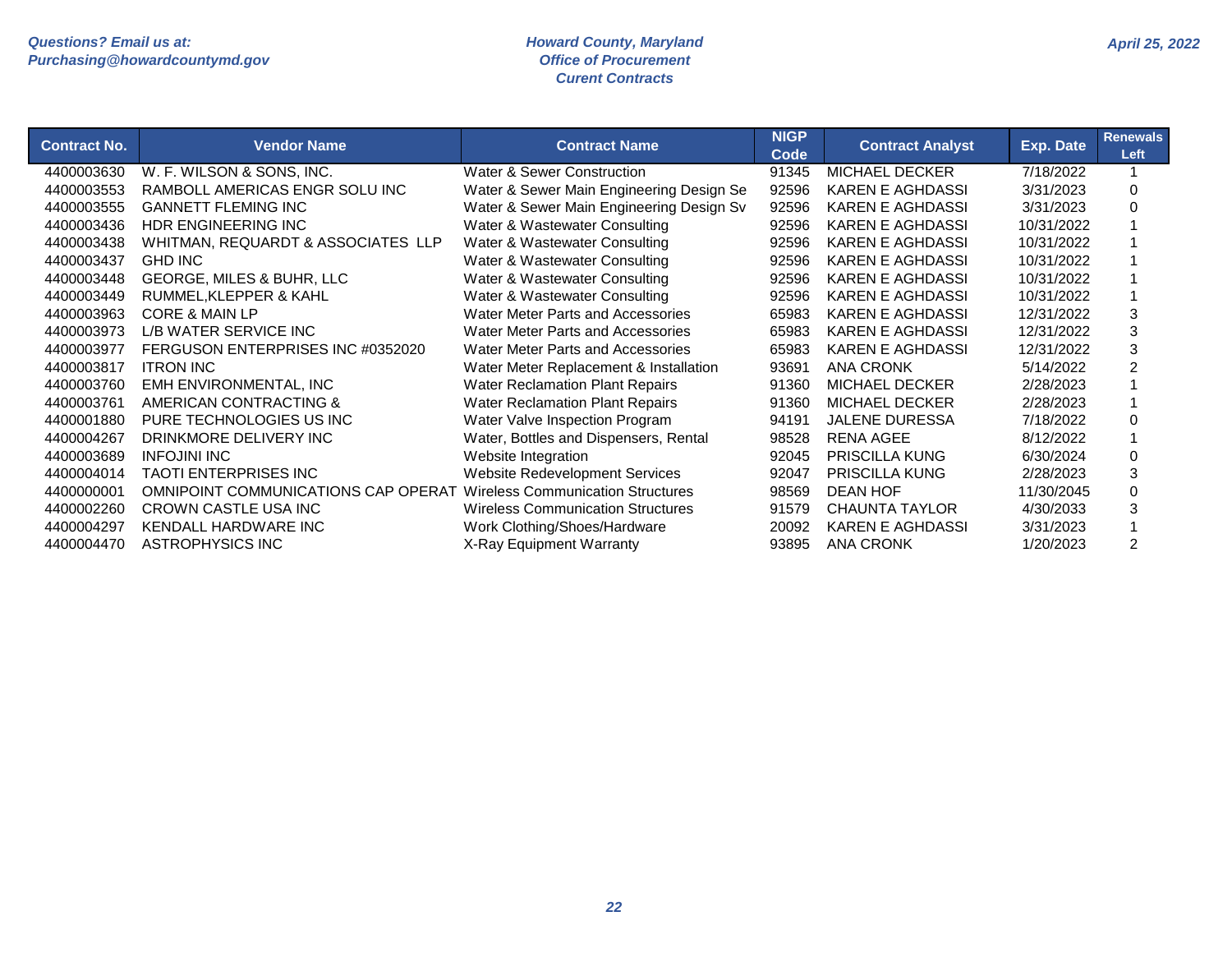Questions? Email us at:
Purchasing@howardcountymd.gov

Howard County, Maryland
Office of Procurement
Curent Contracts

April 25, 2022

| Contract No. | Vendor Name | Contract Name | NIGP Code | Contract Analyst | Exp. Date | Renewals Left |
|---|---|---|---|---|---|---|
| 4400003630 | W. F. WILSON & SONS, INC. | Water & Sewer Construction | 91345 | MICHAEL DECKER | 7/18/2022 | 1 |
| 4400003553 | RAMBOLL AMERICAS ENGR SOLU INC | Water & Sewer Main Engineering Design Se | 92596 | KAREN E AGHDASSI | 3/31/2023 | 0 |
| 4400003555 | GANNETT FLEMING INC | Water & Sewer Main Engineering Design Sv | 92596 | KAREN E AGHDASSI | 3/31/2023 | 0 |
| 4400003436 | HDR ENGINEERING INC | Water & Wastewater Consulting | 92596 | KAREN E AGHDASSI | 10/31/2022 | 1 |
| 4400003438 | WHITMAN, REQUARDT & ASSOCIATES LLP | Water & Wastewater Consulting | 92596 | KAREN E AGHDASSI | 10/31/2022 | 1 |
| 4400003437 | GHD INC | Water & Wastewater Consulting | 92596 | KAREN E AGHDASSI | 10/31/2022 | 1 |
| 4400003448 | GEORGE, MILES & BUHR, LLC | Water & Wastewater Consulting | 92596 | KAREN E AGHDASSI | 10/31/2022 | 1 |
| 4400003449 | RUMMEL,KLEPPER & KAHL | Water & Wastewater Consulting | 92596 | KAREN E AGHDASSI | 10/31/2022 | 1 |
| 4400003963 | CORE & MAIN LP | Water Meter Parts and Accessories | 65983 | KAREN E AGHDASSI | 12/31/2022 | 3 |
| 4400003973 | L/B WATER SERVICE INC | Water Meter Parts and Accessories | 65983 | KAREN E AGHDASSI | 12/31/2022 | 3 |
| 4400003977 | FERGUSON ENTERPRISES INC #0352020 | Water Meter Parts and Accessories | 65983 | KAREN E AGHDASSI | 12/31/2022 | 3 |
| 4400003817 | ITRON INC | Water Meter Replacement & Installation | 93691 | ANA CRONK | 5/14/2022 | 2 |
| 4400003760 | EMH ENVIRONMENTAL, INC | Water Reclamation Plant Repairs | 91360 | MICHAEL DECKER | 2/28/2023 | 1 |
| 4400003761 | AMERICAN CONTRACTING & | Water Reclamation Plant Repairs | 91360 | MICHAEL DECKER | 2/28/2023 | 1 |
| 4400001880 | PURE TECHNOLOGIES US INC | Water Valve Inspection Program | 94191 | JALENE DURESSA | 7/18/2022 | 0 |
| 4400004267 | DRINKMORE DELIVERY INC | Water, Bottles and Dispensers, Rental | 98528 | RENA AGEE | 8/12/2022 | 1 |
| 4400003689 | INFOJINI INC | Website Integration | 92045 | PRISCILLA KUNG | 6/30/2024 | 0 |
| 4400004014 | TAOTI ENTERPRISES INC | Website Redevelopment Services | 92047 | PRISCILLA KUNG | 2/28/2023 | 3 |
| 4400000001 | OMNIPOINT COMMUNICATIONS CAP OPERAT | Wireless Communication Structures | 98569 | DEAN HOF | 11/30/2045 | 0 |
| 4400002260 | CROWN CASTLE USA INC | Wireless Communication Structures | 91579 | CHAUNTA TAYLOR | 4/30/2033 | 3 |
| 4400004297 | KENDALL HARDWARE INC | Work Clothing/Shoes/Hardware | 20092 | KAREN E AGHDASSI | 3/31/2023 | 1 |
| 4400004470 | ASTROPHYSICS INC | X-Ray Equipment Warranty | 93895 | ANA CRONK | 1/20/2023 | 2 |